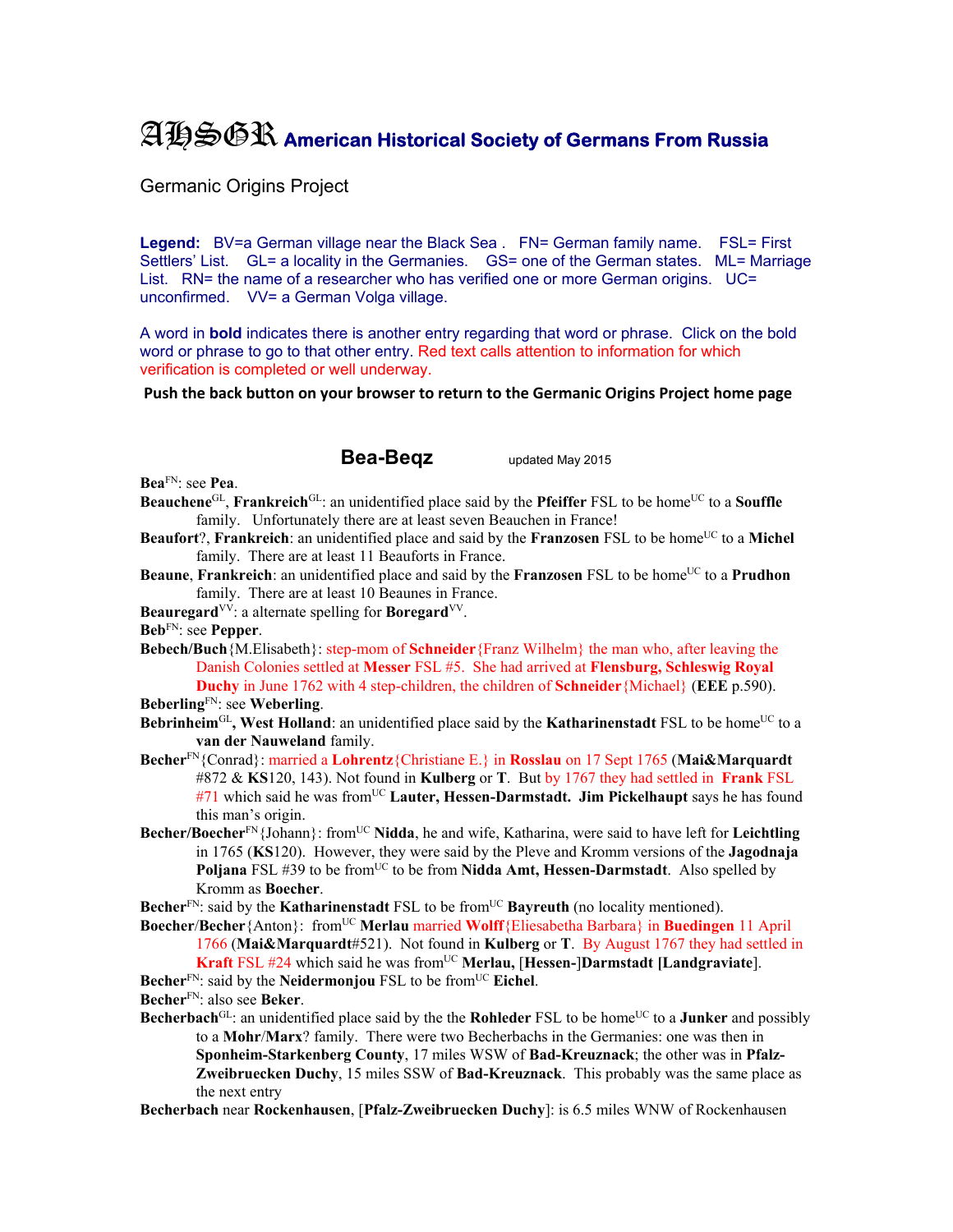# AHSGR American Historical Society of Germans From Russia

Germanic Origins Project

**Legend:** BV=a German village near the Black Sea . FN= German family name. FSL= First Settlers' List. GL= a locality in the Germanies. GS= one of the German states. ML= Marriage List. RN= the name of a researcher who has verified one or more German origins. UC= unconfirmed. VV= a German Volga village.

A word in **bold** indicates there is another entry regarding that word or phrase. Click on the bold word or phrase to go to that other entry. Red text calls attention to information for which verification is completed or well underway.

**Push the back button on your browser to return to the Germanic Origins Project home page**

## Bea-Beqz

updated May 2015

**Bea**[FN]: see **Pea**.

**Beauchene**[GL], **Frankreich**[GL]: an unidentified place said by the **Pfeiffer** FSL to be home[UC] to a **Souffle** family. Unfortunately there are at least seven Beauchen in France!

**Beaufort**?, **Frankreich**: an unidentified place and said by the **Franzosen** FSL to be home[UC] to a **Michel** family. There are at least 11 Beauforts in France.

**Beaune**, **Frankreich**: an unidentified place and said by the **Franzosen** FSL to be home[UC] to a **Prudhon** family. There are at least 10 Beaunes in France.

**Beauregard**[VV]: a alternate spelling for **Boregard**[VV].

**Beb**[FN]: see **Pepper**.

**Bebech/Buch**{M.Elisabeth}: step-mom of **Schneider**{Franz Wilhelm} the man who, after leaving the Danish Colonies settled at **Messer** FSL #5. She had arrived at **Flensburg, Schleswig Royal Duchy** in June 1762 with 4 step-children, the children of **Schneider**{Michael} (**EEE** p.590).

**Beberling**[FN]: see **Weberling**.

**Bebrinheim**[GL]**, West Holland**: an unidentified place said by the **Katharinenstadt** FSL to be home[UC] to a **van der Nauweland** family.

**Becher**[FN]{Conrad}: married a **Lohrentz**{Christiane E.} in **Rosslau** on 17 Sept 1765 (**Mai&Marquardt** #872 & **KS**120, 143). Not found in **Kulberg** or **T**. But by 1767 they had settled in **Frank** FSL #71 which said he was from[UC] **Lauter, Hessen-Darmstadt. Jim Pickelhaupt** says he has found this man's origin.

**Becher/Boecher**[FN]{Johann}: from[UC] **Nidda**, he and wife, Katharina, were said to have left for **Leichtling** in 1765 (**KS**120). However, they were said by the Pleve and Kromm versions of the **Jagodnaja Poljana** FSL #39 to be from[UC] to be from **Nidda Amt, Hessen-Darmstadt**. Also spelled by Kromm as **Boecher**.

**Becher**[FN]: said by the **Katharinenstadt** FSL to be from[UC] **Bayreuth** (no locality mentioned).

**Boecher**/**Becher**{Anton}: from[UC] **Merlau** married **Wolff**{Eliesabetha Barbara} in **Buedingen** 11 April 1766 (**Mai&Marquardt**#521). Not found in **Kulberg** or **T**. By August 1767 they had settled in **Kraft** FSL #24 which said he was from[UC] **Merlau,** [**Hessen-**]**Darmstadt** [**Landgraviate**].

**Becher**[FN]: said by the **Neidermonjou** FSL to be from[UC] **Eichel**.

**Becher**[FN]: also see **Beker**.

**Becherbach**[GL]: an unidentified place said by the the **Rohleder** FSL to be home[UC] to a **Junker** and possibly to a **Mohr**/**Marx**? family. There were two Becherbachs in the Germanies: one was then in **Sponheim-Starkenberg County**, 17 miles WSW of **Bad-Kreuznack**; the other was in **Pfalz-Zweibruecken Duchy**, 15 miles SSW of **Bad-Kreuznack**. This probably was the same place as the next entry

**Becherbach** near **Rockenhausen**, [**Pfalz-Zweibruecken Duchy**]: is 6.5 miles WNW of Rockenhausen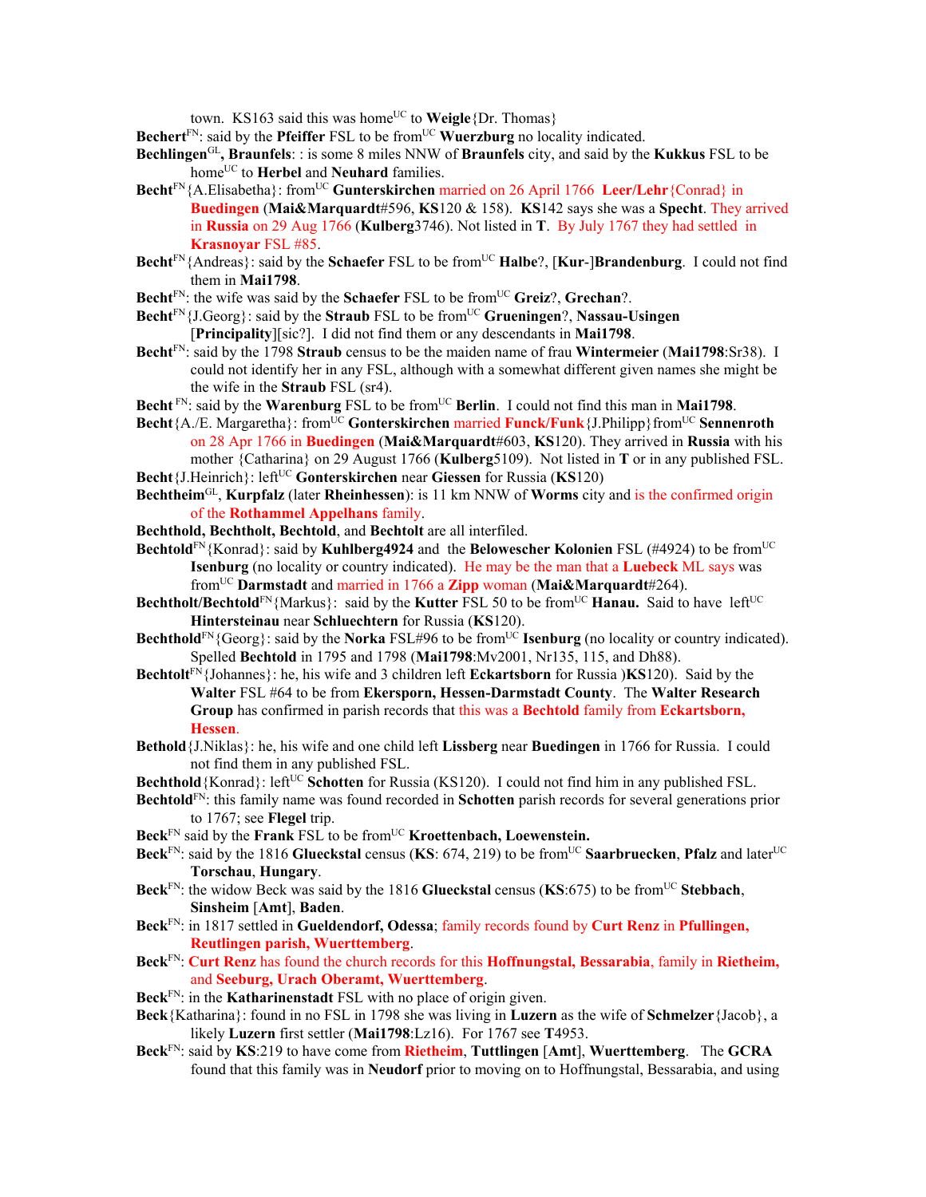town. KS163 said this was home[UC] to **Weigle**{Dr. Thomas}

**Bechert**[FN]: said by the **Pfeiffer** FSL to be from[UC] **Wuerzburg** no locality indicated.

**Bechlingen**[GL]**, Braunfels**: : is some 8 miles NNW of **Braunfels** city, and said by the **Kukkus** FSL to be home[UC] to **Herbel** and **Neuhard** families.

**Becht**[FN]{A.Elisabetha}: from[UC] **Gunterskirchen** married on 26 April 1766 **Leer/Lehr**{Conrad} in **Buedingen** (**Mai&Marquardt**#596, **KS**120 & 158). **KS**142 says she was a **Specht**. They arrived in **Russia** on 29 Aug 1766 (**Kulberg**3746). Not listed in **T**. By July 1767 they had settled in **Krasnoyar** FSL #85.

**Becht**[FN]{Andreas}: said by the **Schaefer** FSL to be from[UC] **Halbe**?, [**Kur**-]**Brandenburg**. I could not find them in **Mai1798**.

**Becht**[FN]: the wife was said by the **Schaefer** FSL to be from[UC] **Greiz**?, **Grechan**?.

**Becht**[FN]{J.Georg}: said by the **Straub** FSL to be from[UC] **Grueningen**?, **Nassau-Usingen** [**Principality**][sic?]. I did not find them or any descendants in **Mai1798**.

**Becht**[FN]: said by the 1798 **Straub** census to be the maiden name of frau **Wintermeier** (**Mai1798**:Sr38). I could not identify her in any FSL, although with a somewhat different given names she might be the wife in the **Straub** FSL (sr4).

**Becht** [FN]: said by the **Warenburg** FSL to be from[UC] **Berlin**. I could not find this man in **Mai1798**.

**Becht**{A./E. Margaretha}: from[UC] **Gonterskirchen** married **Funck/Funk**{J.Philipp}from[UC] **Sennenroth** on 28 Apr 1766 in **Buedingen** (**Mai&Marquardt**#603, **KS**120). They arrived in **Russia** with his mother {Catharina} on 29 August 1766 (**Kulberg**5109). Not listed in **T** or in any published FSL.

**Becht**{J.Heinrich}: left[UC] **Gonterskirchen** near **Giessen** for Russia (**KS**120)

**Bechtheim**[GL], **Kurpfalz** (later **Rheinhessen**): is 11 km NNW of **Worms** city and is the confirmed origin of the **Rothammel Appelhans** family.

**Bechthold, Bechtholt, Bechtold**, and **Bechtolt** are all interfiled.

**Bechtold**[FN]{Konrad}: said by **Kuhlberg4924** and the **Belowescher Kolonien** FSL (#4924) to be from[UC] **Isenburg** (no locality or country indicated). He may be the man that a **Luebeck** ML says was from[UC] **Darmstadt** and married in 1766 a **Zipp** woman (**Mai&Marquardt**#264).

**Bechtholt/Bechtold**[FN]{Markus}: said by the **Kutter** FSL 50 to be from[UC] **Hanau.** Said to have left[UC] **Hintersteinau** near **Schluechtern** for Russia (**KS**120).

**Bechthold**[FN]{Georg}: said by the **Norka** FSL#96 to be from[UC] **Isenburg** (no locality or country indicated). Spelled **Bechtold** in 1795 and 1798 (**Mai1798**:Mv2001, Nr135, 115, and Dh88).

**Bechtolt**[FN]{Johannes}: he, his wife and 3 children left **Eckartsborn** for Russia )**KS**120). Said by the **Walter** FSL #64 to be from **Ekersporn, Hessen-Darmstadt County**. The **Walter Research Group** has confirmed in parish records that this was a **Bechtold** family from **Eckartsborn, Hessen**.

**Bethold**{J.Niklas}: he, his wife and one child left **Lissberg** near **Buedingen** in 1766 for Russia. I could not find them in any published FSL.

**Bechthold**{Konrad}: left[UC] **Schotten** for Russia (KS120). I could not find him in any published FSL.

**Bechtold**[FN]: this family name was found recorded in **Schotten** parish records for several generations prior to 1767; see **Flegel** trip.

**Beck**[FN] said by the **Frank** FSL to be from[UC] **Kroettenbach, Loewenstein.**

**Beck**[FN]: said by the 1816 **Glueckstal** census (**KS**: 674, 219) to be from[UC] **Saarbruecken**, **Pfalz** and later[UC] **Torschau**, **Hungary**.

**Beck**[FN]: the widow Beck was said by the 1816 **Glueckstal** census (**KS**:675) to be from[UC] **Stebbach**, **Sinsheim** [**Amt**], **Baden**.

**Beck**[FN]: in 1817 settled in **Gueldendorf, Odessa**; family records found by **Curt Renz** in **Pfullingen, Reutlingen parish, Wuerttemberg**.

**Beck**[FN]: **Curt Renz** has found the church records for this **Hoffnungstal, Bessarabia**, family in **Rietheim,** and **Seeburg, Urach Oberamt, Wuerttemberg**.

**Beck**[FN]: in the **Katharinenstadt** FSL with no place of origin given.

**Beck**{Katharina}: found in no FSL in 1798 she was living in **Luzern** as the wife of **Schmelzer**{Jacob}, a likely **Luzern** first settler (**Mai1798**:Lz16). For 1767 see **T**4953.

**Beck**[FN]: said by **KS**:219 to have come from **Rietheim**, **Tuttlingen** [**Amt**], **Wuerttemberg**. The **GCRA** found that this family was in **Neudorf** prior to moving on to Hoffnungstal, Bessarabia, and using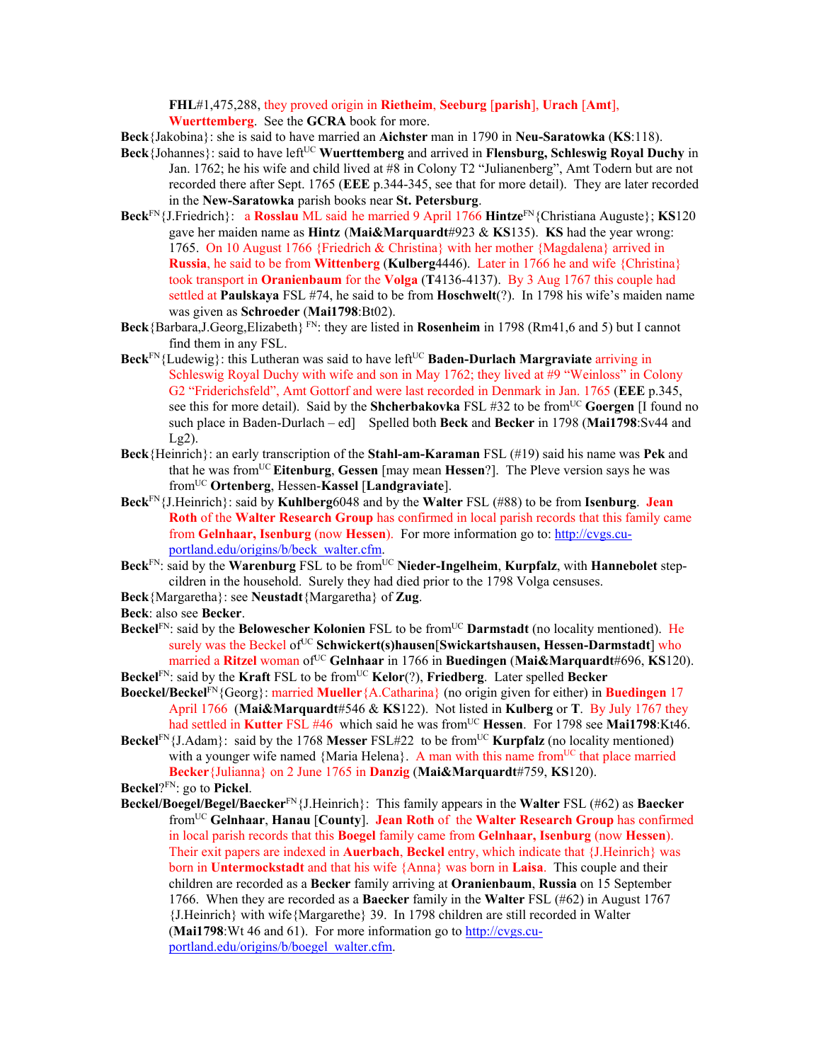**FHL**#1,475,288, they proved origin in **Rietheim**, **Seeburg** [**parish**], **Urach** [**Amt**], **Wuerttemberg**. See the **GCRA** book for more.

**Beck**{Jakobina}: she is said to have married an **Aichster** man in 1790 in **Neu-Saratowka** (**KS**:118).

**Beck**{Johannes}: said to have left[UC] **Wuerttemberg** and arrived in **Flensburg, Schleswig Royal Duchy** in Jan. 1762; he his wife and child lived at #8 in Colony T2 "Julianenberg", Amt Todern but are not recorded there after Sept. 1765 (**EEE** p.344-345, see that for more detail). They are later recorded in the **New-Saratowka** parish books near **St. Petersburg**.

**Beck**[FN]{J.Friedrich}: a **Rosslau** ML said he married 9 April 1766 **Hintze**[FN]{Christiana Auguste}; **KS**120 gave her maiden name as **Hintz** (**Mai&Marquardt**#923 & **KS**135). **KS** had the year wrong: 1765. On 10 August 1766 {Friedrich & Christina} with her mother {Magdalena} arrived in **Russia**, he said to be from **Wittenberg** (**Kulberg**4446). Later in 1766 he and wife {Christina} took transport in **Oranienbaum** for the **Volga** (**T**4136-4137). By 3 Aug 1767 this couple had settled at **Paulskaya** FSL #74, he said to be from **Hoschwelt**(?). In 1798 his wife's maiden name was given as **Schroeder** (**Mai1798**:Bt02).

**Beck**{Barbara,J.Georg,Elizabeth} [FN]: they are listed in **Rosenheim** in 1798 (Rm41,6 and 5) but I cannot find them in any FSL.

**Beck**[FN]{Ludewig}: this Lutheran was said to have left[UC] **Baden-Durlach Margraviate** arriving in Schleswig Royal Duchy with wife and son in May 1762; they lived at #9 "Weinloss" in Colony G2 "Friderichsfeld", Amt Gottorf and were last recorded in Denmark in Jan. 1765 (**EEE** p.345, see this for more detail). Said by the **Shcherbakovka** FSL #32 to be from[UC] **Goergen** [I found no such place in Baden-Durlach – ed] Spelled both **Beck** and **Becker** in 1798 (**Mai1798**:Sv44 and Lg2).

**Beck**{Heinrich}: an early transcription of the **Stahl-am-Karaman** FSL (#19) said his name was **Pek** and that he was from[UC] **Eitenburg**, **Gessen** [may mean **Hessen**?]. The Pleve version says he was from[UC] **Ortenberg**, Hessen-**Kassel** [**Landgraviate**].

**Beck**[FN]{J.Heinrich}: said by **Kuhlberg**6048 and by the **Walter** FSL (#88) to be from **Isenburg**. **Jean Roth** of the **Walter Research Group** has confirmed in local parish records that this family came from **Gelnhaar, Isenburg** (now **Hessen**). For more information go to: http://cvgs.cu-portland.edu/origins/b/beck_walter.cfm.

**Beck**[FN]: said by the **Warenburg** FSL to be from[UC] **Nieder-Ingelheim**, **Kurpfalz**, with **Hannebolet** step-cildren in the household. Surely they had died prior to the 1798 Volga censuses.

**Beck**{Margaretha}: see **Neustadt**{Margaretha} of **Zug**.

**Beck**: also see **Becker**.

**Beckel**[FN]: said by the **Belowescher Kolonien** FSL to be from[UC] **Darmstadt** (no locality mentioned). He surely was the Beckel of[UC] **Schwickert(s)hausen**[**Swickartshausen, Hessen-Darmstadt**] who married a **Ritzel** woman of[UC] **Gelnhaar** in 1766 in **Buedingen** (**Mai&Marquardt**#696, **KS**120).

**Beckel**[FN]: said by the **Kraft** FSL to be from[UC] **Kelor**(?), **Friedberg**. Later spelled **Becker**

**Boeckel/Beckel**[FN]{Georg}: married **Mueller**{A.Catharina} (no origin given for either) in **Buedingen** 17 April 1766 (**Mai&Marquardt**#546 & **KS**122). Not listed in **Kulberg** or **T**. By July 1767 they had settled in **Kutter** FSL #46 which said he was from[UC] **Hessen**. For 1798 see **Mai1798**:Kt46.

**Beckel**[FN]{J.Adam}: said by the 1768 **Messer** FSL#22 to be from[UC] **Kurpfalz** (no locality mentioned) with a younger wife named {Maria Helena}. A man with this name from[UC] that place married **Becker**{Julianna} on 2 June 1765 in **Danzig** (**Mai&Marquardt**#759, **KS**120).

**Beckel**?[FN]: go to **Pickel**.

**Beckel/Boegel/Begel/Baecker**[FN]{J.Heinrich}: This family appears in the **Walter** FSL (#62) as **Baecker** from[UC] **Gelnhaar**, **Hanau** [**County**]. **Jean Roth** of the **Walter Research Group** has confirmed in local parish records that this **Boegel** family came from **Gelnhaar, Isenburg** (now **Hessen**). Their exit papers are indexed in **Auerbach**, **Beckel** entry, which indicate that {J.Heinrich} was born in **Untermockstadt** and that his wife {Anna} was born in **Laisa**. This couple and their children are recorded as a **Becker** family arriving at **Oranienbaum**, **Russia** on 15 September 1766. When they are recorded as a **Baecker** family in the **Walter** FSL (#62) in August 1767 {J.Heinrich} with wife{Margarethe} 39. In 1798 children are still recorded in Walter (**Mai1798**:Wt 46 and 61). For more information go to http://cvgs.cu-portland.edu/origins/b/boegel_walter.cfm.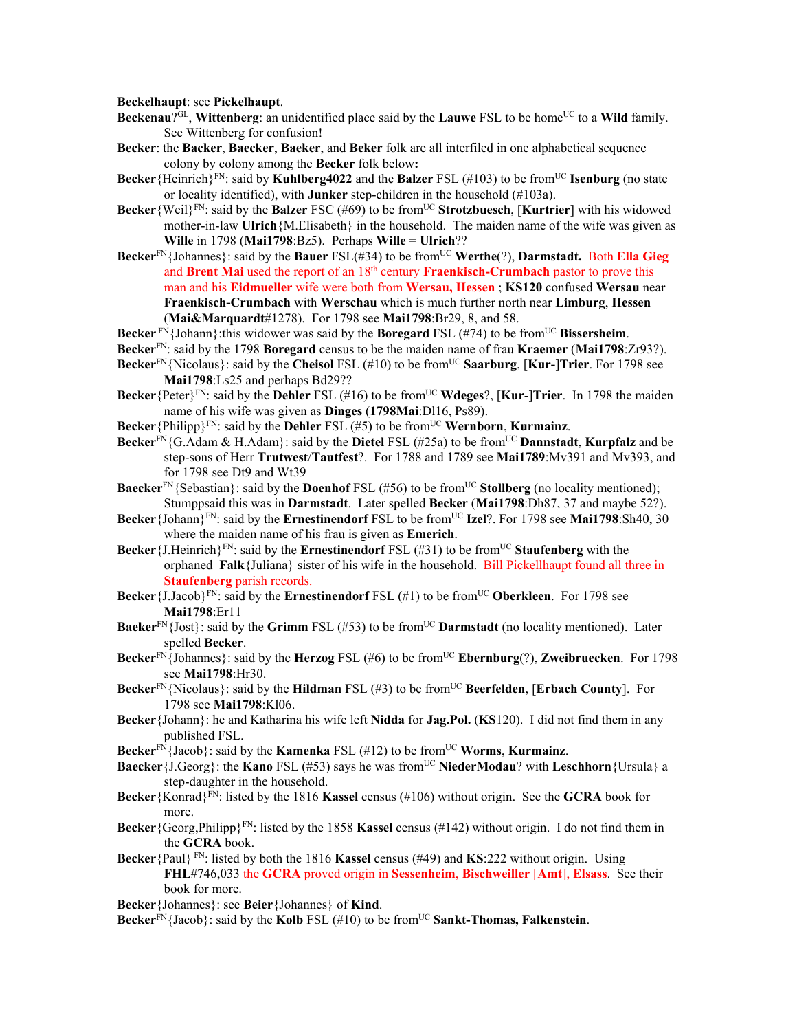**Beckelhaupt**: see **Pickelhaupt**.

**Beckenau**?[GL], **Wittenberg**: an unidentified place said by the **Lauwe** FSL to be home[UC] to a **Wild** family. See Wittenberg for confusion!

**Becker**: the **Backer**, **Baecker**, **Baeker**, and **Beker** folk are all interfiled in one alphabetical sequence colony by colony among the **Becker** folk below**:**

**Becker**{Heinrich}[FN]: said by **Kuhlberg4022** and the **Balzer** FSL (#103) to be from[UC] **Isenburg** (no state or locality identified), with **Junker** step-children in the household (#103a).

**Becker**{Weil}[FN]: said by the **Balzer** FSC (#69) to be from[UC] **Strotzbuesch**, [**Kurtrier**] with his widowed mother-in-law **Ulrich**{M.Elisabeth} in the household. The maiden name of the wife was given as **Wille** in 1798 (**Mai1798**:Bz5). Perhaps **Wille** = **Ulrich**??

**Becker**[FN]{Johannes}: said by the **Bauer** FSL(#34) to be from[UC] **Werthe**(?), **Darmstadt.** Both **Ella Gieg** and **Brent Mai** used the report of an 18[th] century **Fraenkisch-Crumbach** pastor to prove this man and his **Eidmueller** wife were both from **Wersau, Hessen** ; **KS120** confused **Wersau** near **Fraenkisch-Crumbach** with **Werschau** which is much further north near **Limburg**, **Hessen** (**Mai&Marquardt**#1278). For 1798 see **Mai1798**:Br29, 8, and 58.

**Becker** [FN]{Johann}:this widower was said by the **Boregard** FSL (#74) to be from[UC] **Bissersheim**.

**Becker**[FN]: said by the 1798 **Boregard** census to be the maiden name of frau **Kraemer** (**Mai1798**:Zr93?).

**Becker**[FN]{Nicolaus}: said by the **Cheisol** FSL (#10) to be from[UC] **Saarburg**, [**Kur-**]**Trier**. For 1798 see **Mai1798**:Ls25 and perhaps Bd29??

**Becker**{Peter}[FN]: said by the **Dehler** FSL (#16) to be from[UC] **Wdeges**?, [**Kur**-]**Trier**. In 1798 the maiden name of his wife was given as **Dinges** (**1798Mai**:Dl16, Ps89).

**Becker**{Philipp}[FN]: said by the **Dehler** FSL (#5) to be from[UC] **Wernborn**, **Kurmainz**.

**Becker**[FN]{G.Adam & H.Adam}: said by the **Dietel** FSL (#25a) to be from[UC] **Dannstadt**, **Kurpfalz** and be step-sons of Herr **Trutwest**/**Tautfest**?. For 1788 and 1789 see **Mai1789**:Mv391 and Mv393, and for 1798 see Dt9 and Wt39

**Baecker**[FN]{Sebastian}: said by the **Doenhof** FSL (#56) to be from[UC] **Stollberg** (no locality mentioned); Stumppsaid this was in **Darmstadt**. Later spelled **Becker** (**Mai1798**:Dh87, 37 and maybe 52?).

**Becker**{Johann}[FN]: said by the **Ernestinendorf** FSL to be from[UC] **Izel**?. For 1798 see **Mai1798**:Sh40, 30 where the maiden name of his frau is given as **Emerich**.

**Becker**{J.Heinrich}[FN]: said by the **Ernestinendorf** FSL (#31) to be from[UC] **Staufenberg** with the orphaned **Falk**{Juliana} sister of his wife in the household. Bill Pickellhaupt found all three in **Staufenberg** parish records.

**Becker**{J.Jacob}[FN]: said by the **Ernestinendorf** FSL (#1) to be from[UC] **Oberkleen**. For 1798 see **Mai1798**:Er11

**Baeker**[FN]{Jost}: said by the **Grimm** FSL (#53) to be from[UC] **Darmstadt** (no locality mentioned). Later spelled **Becker**.

**Becker**[FN]{Johannes}: said by the **Herzog** FSL (#6) to be from[UC] **Ebernburg**(?), **Zweibruecken**. For 1798 see **Mai1798**:Hr30.

**Becker**[FN]{Nicolaus}: said by the **Hildman** FSL (#3) to be from[UC] **Beerfelden**, [**Erbach County**]. For 1798 see **Mai1798**:Kl06.

**Becker**{Johann}: he and Katharina his wife left **Nidda** for **Jag.Pol.** (**KS**120). I did not find them in any published FSL.

**Becker**[FN]{Jacob}: said by the **Kamenka** FSL (#12) to be from[UC] **Worms**, **Kurmainz**.

**Baecker**{J.Georg}: the **Kano** FSL (#53) says he was from[UC] **NiederModau**? with **Leschhorn**{Ursula} a step-daughter in the household.

**Becker**{Konrad}[FN]: listed by the 1816 **Kassel** census (#106) without origin. See the **GCRA** book for more.

**Becker**{Georg,Philipp}[FN]: listed by the 1858 **Kassel** census (#142) without origin. I do not find them in the **GCRA** book.

**Becker**{Paul} [FN]: listed by both the 1816 **Kassel** census (#49) and **KS**:222 without origin. Using **FHL**#746,033 the **GCRA** proved origin in **Sessenheim**, **Bischweiller** [**Amt**], **Elsass**. See their book for more.

**Becker**{Johannes}: see **Beier**{Johannes} of **Kind**.

**Becker**[FN]{Jacob}: said by the **Kolb** FSL (#10) to be from[UC] **Sankt-Thomas, Falkenstein**.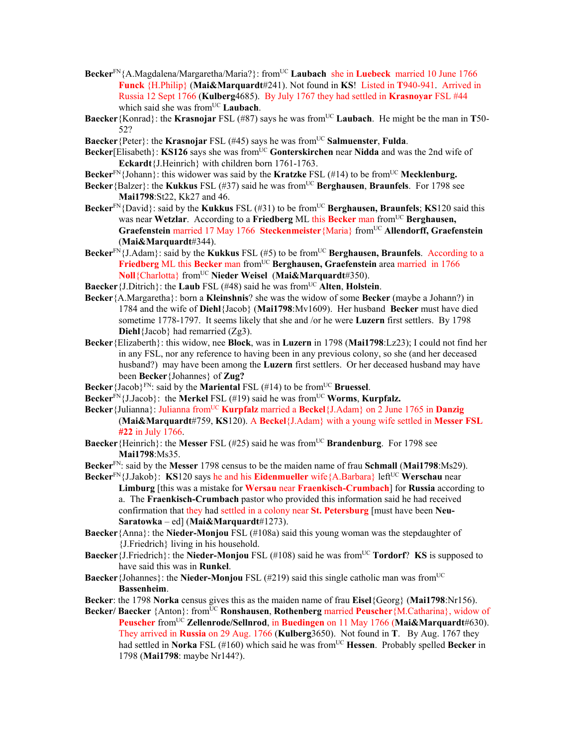**Becker**[FN]{A.Magdalena/Margaretha/Maria?}: from[UC] **Laubach** she in **Luebeck** married 10 June 1766 **Funck** {H.Philip} (**Mai&Marquardt**#241). Not found in **KS**! Listed in **T**940-941. Arrived in Russia 12 Sept 1766 (**Kulberg**4685). By July 1767 they had settled in **Krasnoyar** FSL #44 which said she was from[UC] **Laubach**.

**Baecker**{Konrad}: the **Krasnojar** FSL (#87) says he was from[UC] **Laubach**. He might be the man in **T**50-52?

**Baecker**{Peter}: the **Krasnojar** FSL (#45) says he was from[UC] **Salmuenster**, **Fulda**.

**Becker**[Elisabeth}: **KS126** says she was from[UC] **Gonterskirchen** near **Nidda** and was the 2nd wife of **Eckardt**{J.Heinrich} with children born 1761-1763.

**Becker**[FN]{Johann}: this widower was said by the **Kratzke** FSL (#14) to be from[UC] **Mecklenburg.**

**Becker**{Balzer}: the **Kukkus** FSL (#37) said he was from[UC] **Berghausen**, **Braunfels**. For 1798 see **Mai1798**:St22, Kk27 and 46.

**Becker**[FN]{David}: said by the **Kukkus** FSL (#31) to be from[UC] **Berghausen, Braunfels**; **KS**120 said this was near **Wetzlar**. According to a **Friedberg** ML this **Becker** man from[UC] **Berghausen, Graefenstein** married 17 May 1766 **Steckenmeister**{Maria} from[UC] **Allendorff, Graefenstein** (**Mai&Marquardt**#344).

**Becker**[FN]{J.Adam}: said by the **Kukkus** FSL (#5) to be from[UC] **Berghausen, Braunfels**. According to a **Friedberg** ML this **Becker** man from[UC] **Berghausen, Graefenstein** area married in 1766 **Noll**{Charlotta} from[UC] **Nieder Weisel** (**Mai&Marquardt**#350).

**Baecker**{J.Ditrich}: the **Laub** FSL (#48) said he was from[UC] **Alten**, **Holstein**.

**Becker**{A.Margaretha}: born a **Kleinshnis**? she was the widow of some **Becker** (maybe a Johann?) in 1784 and the wife of **Diehl**{Jacob} (**Mai1798**:Mv1609). Her husband **Becker** must have died sometime 1778-1797. It seems likely that she and /or he were **Luzern** first settlers. By 1798 **Diehl**{Jacob} had remarried (Zg3).

**Becker**{Elizaberth}: this widow, nee **Block**, was in **Luzern** in 1798 (**Mai1798**:Lz23); I could not find her in any FSL, nor any reference to having been in any previous colony, so she (and her deceased husband?) may have been among the **Luzern** first settlers. Or her deceased husband may have been **Becker**{Johannes} of **Zug?**

**Becker**{Jacob}[FN]: said by the **Mariental** FSL (#14) to be from[UC] **Bruessel**.

**Becker**[FN]{J.Jacob}: the **Merkel** FSL (#19) said he was from[UC] **Worms**, **Kurpfalz.**

**Becker**{Julianna}: Julianna from[UC] **Kurpfalz** married a **Beckel**{J.Adam} on 2 June 1765 in **Danzig** (**Mai&Marquardt**#759, **KS**120). A **Beckel**{J.Adam} with a young wife settled in **Messer FSL #22** in July 1766.

**Baecker**{Heinrich}: the **Messer** FSL (#25) said he was from[UC] **Brandenburg**. For 1798 see **Mai1798**:Ms35.

**Becker**[FN]: said by the **Messer** 1798 census to be the maiden name of frau **Schmall** (**Mai1798**:Ms29).

**Becker**[FN]{J.Jakob}: **KS**120 says he and his **Eidenmueller** wife{A.Barbara} left[UC] **Werschau** near **Limburg** [this was a mistake for **Wersau** near **Fraenkisch-Crumbach**] for **Russia** according to a. The **Fraenkisch-Crumbach** pastor who provided this information said he had received confirmation that they had settled in a colony near **St. Petersburg** [must have been **Neu-Saratowka** – ed] (**Mai&Marquardt**#1273).

**Baecker**{Anna}: the **Nieder-Monjou** FSL (#108a) said this young woman was the stepdaughter of {J.Friedrich} living in his household.

**Baecker**{J.Friedrich}: the **Nieder-Monjou** FSL (#108) said he was from[UC] **Tordorf**? **KS** is supposed to have said this was in **Runkel**.

**Baecker**{Johannes}: the **Nieder-Monjou** FSL (#219) said this single catholic man was from[UC] **Bassenheim**.

**Becker**: the 1798 **Norka** census gives this as the maiden name of frau **Eisel**{Georg} (**Mai1798**:Nr156).

**Becker/ Baecker** {Anton}: from[UC] **Ronshausen**, **Rothenberg** married **Peuscher**{M.Catharina}, widow of **Peuscher** from[UC] **Zellenrode/Sellnrod**, in **Buedingen** on 11 May 1766 (**Mai&Marquardt**#630). They arrived in **Russia** on 29 Aug. 1766 (**Kulberg**3650). Not found in **T**. By Aug. 1767 they had settled in **Norka** FSL (#160) which said he was from[UC] **Hessen**. Probably spelled **Becker** in 1798 (**Mai1798**: maybe Nr144?).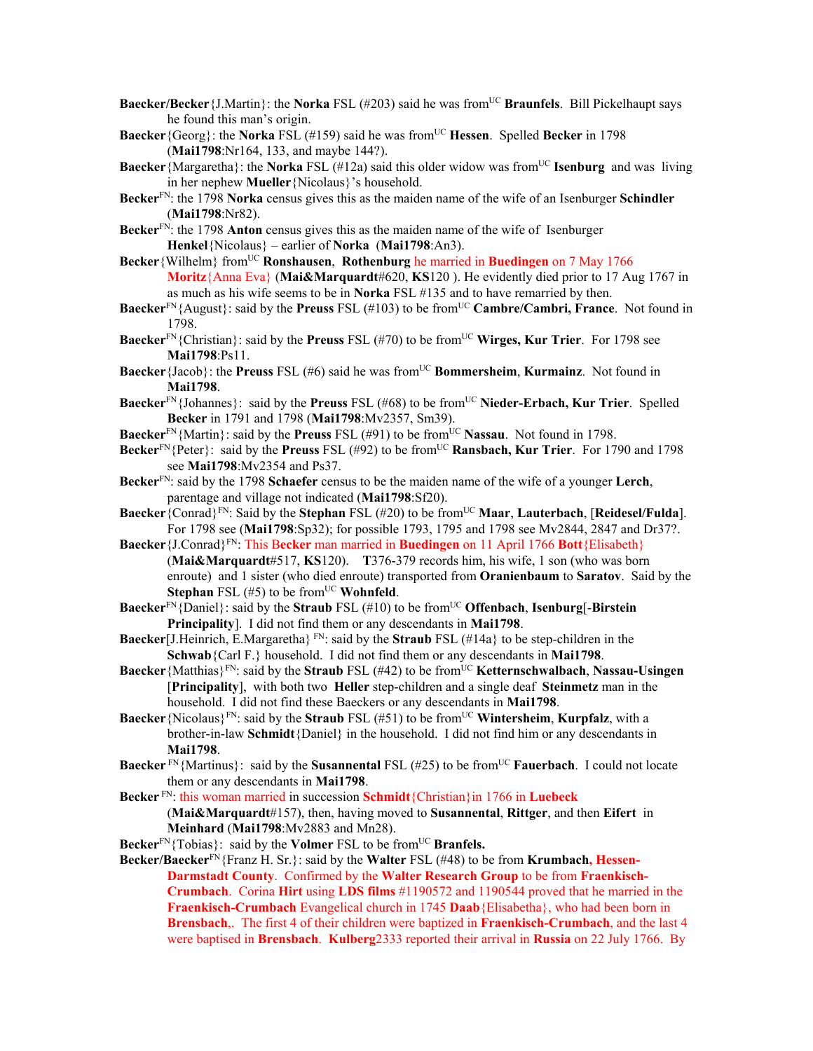**Baecker/Becker**{J.Martin}: the **Norka** FSL (#203) said he was from[UC] **Braunfels**. Bill Pickelhaupt says he found this man's origin.

**Baecker**{Georg}: the **Norka** FSL (#159) said he was from[UC] **Hessen**. Spelled **Becker** in 1798 (**Mai1798**:Nr164, 133, and maybe 144?).

**Baecker**{Margaretha}: the **Norka** FSL (#12a) said this older widow was from[UC] **Isenburg** and was living in her nephew **Mueller**{Nicolaus}'s household.

**Becker**[FN]: the 1798 **Norka** census gives this as the maiden name of the wife of an Isenburger **Schindler** (**Mai1798**:Nr82).

**Becker**[FN]: the 1798 **Anton** census gives this as the maiden name of the wife of Isenburger **Henkel**{Nicolaus} – earlier of **Norka** (**Mai1798**:An3).

**Becker**{Wilhelm} from[UC] **Ronshausen**, **Rothenburg** he married in **Buedingen** on 7 May 1766 **Moritz**{Anna Eva} (**Mai&Marquardt**#620, **KS**120 ). He evidently died prior to 17 Aug 1767 in as much as his wife seems to be in **Norka** FSL #135 and to have remarried by then.

**Baecker**[FN]{August}: said by the **Preuss** FSL (#103) to be from[UC] **Cambre/Cambri, France**. Not found in 1798.

**Baecker**[FN]{Christian}: said by the **Preuss** FSL (#70) to be from[UC] **Wirges, Kur Trier**. For 1798 see **Mai1798**:Ps11.

**Baecker**{Jacob}: the **Preuss** FSL (#6) said he was from[UC] **Bommersheim**, **Kurmainz**. Not found in **Mai1798**.

**Baecker**[FN]{Johannes}: said by the **Preuss** FSL (#68) to be from[UC] **Nieder-Erbach, Kur Trier**. Spelled **Becker** in 1791 and 1798 (**Mai1798**:Mv2357, Sm39).

**Baecker**[FN]{Martin}: said by the **Preuss** FSL (#91) to be from[UC] **Nassau**. Not found in 1798.

**Becker**[FN]{Peter}: said by the **Preuss** FSL (#92) to be from[UC] **Ransbach, Kur Trier**. For 1790 and 1798 see **Mai1798**:Mv2354 and Ps37.

**Becker**[FN]: said by the 1798 **Schaefer** census to be the maiden name of the wife of a younger **Lerch**, parentage and village not indicated (**Mai1798**:Sf20).

**Baecker**{Conrad}[FN]: Said by the **Stephan** FSL (#20) to be from[UC] **Maar**, **Lauterbach**, [**Reidesel/Fulda**]. For 1798 see (**Mai1798**:Sp32); for possible 1793, 1795 and 1798 see Mv2844, 2847 and Dr37?.

**Baecker**{J.Conrad}[FN]: This **Becker** man married in **Buedingen** on 11 April 1766 **Bott**{Elisabeth} (**Mai&Marquardt**#517, **KS**120). **T**376-379 records him, his wife, 1 son (who was born enroute) and 1 sister (who died enroute) transported from **Oranienbaum** to **Saratov**. Said by the **Stephan** FSL (#5) to be from[UC] **Wohnfeld**.

**Baecker**[FN]{Daniel}: said by the **Straub** FSL (#10) to be from[UC] **Offenbach**, **Isenburg**[-**Birstein Principality**]. I did not find them or any descendants in **Mai1798**.

**Baecker**[J.Heinrich, E.Margaretha} [FN]: said by the **Straub** FSL (#14a} to be step-children in the **Schwab**{Carl F.} household. I did not find them or any descendants in **Mai1798**.

**Baecker**{Matthias}[FN]: said by the **Straub** FSL (#42) to be from[UC] **Ketternschwalbach**, **Nassau-Usingen** [**Principality**], with both two **Heller** step-children and a single deaf **Steinmetz** man in the household. I did not find these Baeckers or any descendants in **Mai1798**.

**Baecker**{Nicolaus}[FN]: said by the **Straub** FSL (#51) to be from[UC] **Wintersheim**, **Kurpfalz**, with a brother-in-law **Schmidt**{Daniel} in the household. I did not find him or any descendants in **Mai1798**.

**Baecker** [FN]{Martinus}: said by the **Susannental** FSL (#25) to be from[UC] **Fauerbach**. I could not locate them or any descendants in **Mai1798**.

**Becker** [FN]: this woman married in succession **Schmidt**{Christian}in 1766 in **Luebeck** (**Mai&Marquardt**#157), then, having moved to **Susannental**, **Rittger**, and then **Eifert** in **Meinhard** (**Mai1798**:Mv2883 and Mn28).

**Becker**[FN]{Tobias}: said by the **Volmer** FSL to be from[UC] **Branfels.**

**Becker/Baecker**[FN]{Franz H. Sr.}: said by the **Walter** FSL (#48) to be from **Krumbach, Hessen-Darmstadt County**. Confirmed by the **Walter Research Group** to be from **Fraenkisch-Crumbach**. Corina **Hirt** using **LDS films** #1190572 and 1190544 proved that he married in the **Fraenkisch-Crumbach** Evangelical church in 1745 **Daab**{Elisabetha}, who had been born in **Brensbach**,. The first 4 of their children were baptized in **Fraenkisch-Crumbach**, and the last 4 were baptised in **Brensbach**. **Kulberg**2333 reported their arrival in **Russia** on 22 July 1766. By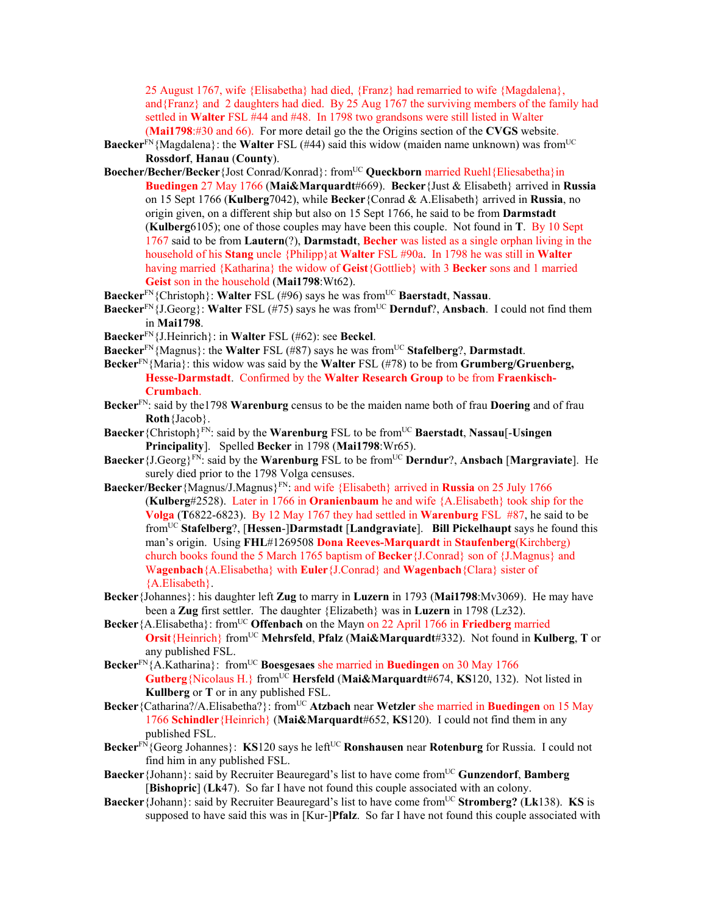25 August 1767, wife {Elisabetha} had died, {Franz} had remarried to wife {Magdalena}, and{Franz} and 2 daughters had died. By 25 Aug 1767 the surviving members of the family had settled in **Walter** FSL #44 and #48. In 1798 two grandsons were still listed in Walter (**Mai1798**:#30 and 66). For more detail go the the Origins section of the **CVGS** website.

**Baecker**[FN]{Magdalena}: the **Walter** FSL (#44) said this widow (maiden name unknown) was from[UC] **Rossdorf**, **Hanau** (**County**).

**Boecher/Becher/Becker**{Jost Conrad/Konrad}: from[UC] **Queckborn** married Ruehl{Eliesabetha}in **Buedingen** 27 May 1766 (**Mai&Marquardt**#669). **Becker**{Just & Elisabeth} arrived in **Russia** on 15 Sept 1766 (**Kulberg**7042), while **Becker**{Conrad & A.Elisabeth} arrived in **Russia**, no origin given, on a different ship but also on 15 Sept 1766, he said to be from **Darmstadt** (**Kulberg**6105); one of those couples may have been this couple. Not found in **T**. By 10 Sept 1767 said to be from **Lautern**(?), **Darmstadt**, **Becher** was listed as a single orphan living in the household of his **Stang** uncle {Philipp}at **Walter** FSL #90a. In 1798 he was still in **Walter** having married {Katharina} the widow of **Geist**{Gottlieb} with 3 **Becker** sons and 1 married **Geist** son in the household (**Mai1798**:Wt62).

**Baecker**[FN]{Christoph}: **Walter** FSL (#96) says he was from[UC] **Baerstadt**, **Nassau**.

**Baecker**[FN]{J.Georg}: **Walter** FSL (#75) says he was from[UC] **Dernduf**?, **Ansbach**. I could not find them in **Mai1798**.

**Baecker**[FN]{J.Heinrich}: in **Walter** FSL (#62): see **Beckel**.

**Baecker**[FN]{Magnus}: the **Walter** FSL (#87) says he was from[UC] **Stafelberg**?, **Darmstadt**.

**Becker**[FN]{Maria}: this widow was said by the **Walter** FSL (#78) to be from **Grumberg/Gruenberg, Hesse-Darmstadt**. Confirmed by the **Walter Research Group** to be from **Fraenkisch-Crumbach**.

**Becker**[FN]: said by the1798 **Warenburg** census to be the maiden name both of frau **Doering** and of frau **Roth**{Jacob}.

**Baecker**{Christoph}[FN]: said by the **Warenburg** FSL to be from[UC] **Baerstadt**, **Nassau**[-**Usingen Principality**]. Spelled **Becker** in 1798 (**Mai1798**:Wr65).

**Baecker**{J.Georg}[FN]: said by the **Warenburg** FSL to be from[UC] **Derndur**?, **Ansbach** [**Margraviate**]. He surely died prior to the 1798 Volga censuses.

**Baecker/Becker**{Magnus/J.Magnus}[FN]: and wife {Elisabeth} arrived in **Russia** on 25 July 1766 (**Kulberg**#2528). Later in 1766 in **Oranienbaum** he and wife {A.Elisabeth} took ship for the **Volga** (**T**6822-6823). By 12 May 1767 they had settled in **Warenburg** FSL #87, he said to be from[UC] **Stafelberg**?, [**Hessen**-]**Darmstadt** [**Landgraviate**]. **Bill Pickelhaupt** says he found this man's origin. Using **FHL**#1269508 **Dona Reeves-Marquardt** in **Staufenberg**(Kirchberg) church books found the 5 March 1765 baptism of **Becker**{J.Conrad} son of {J.Magnus} and **Wagenbach**{A.Elisabetha} with **Euler**{J.Conrad} and **Wagenbach**{Clara} sister of {A.Elisabeth}.

**Becker**{Johannes}: his daughter left **Zug** to marry in **Luzern** in 1793 (**Mai1798**:Mv3069). He may have been a **Zug** first settler. The daughter {Elizabeth} was in **Luzern** in 1798 (Lz32).

**Becker**{A.Elisabetha}: from[UC] **Offenbach** on the Mayn on 22 April 1766 in **Friedberg** married **Orsit**{Heinrich} from[UC] **Mehrsfeld**, **Pfalz** (**Mai&Marquardt**#332). Not found in **Kulberg**, **T** or any published FSL.

**Becker**[FN]{A.Katharina}: from[UC] **Boesgesaes** she married in **Buedingen** on 30 May 1766 **Gutberg**{Nicolaus H.} from[UC] **Hersfeld** (**Mai&Marquardt**#674, **KS**120, 132). Not listed in **Kullberg** or **T** or in any published FSL.

**Becker**{Catharina?/A.Elisabetha?}: from[UC] **Atzbach** near **Wetzler** she married in **Buedingen** on 15 May 1766 **Schindler**{Heinrich} (**Mai&Marquardt**#652, **KS**120). I could not find them in any published FSL.

**Becker**[FN]{Georg Johannes}: **KS**120 says he left[UC] **Ronshausen** near **Rotenburg** for Russia. I could not find him in any published FSL.

**Baecker**{Johann}: said by Recruiter Beauregard's list to have come from[UC] **Gunzendorf**, **Bamberg** [**Bishopric**] (**Lk**47). So far I have not found this couple associated with an colony.

**Baecker**{Johann}: said by Recruiter Beauregard's list to have come from[UC] **Stromberg?** (**Lk**138). **KS** is supposed to have said this was in [Kur-]**Pfalz**. So far I have not found this couple associated with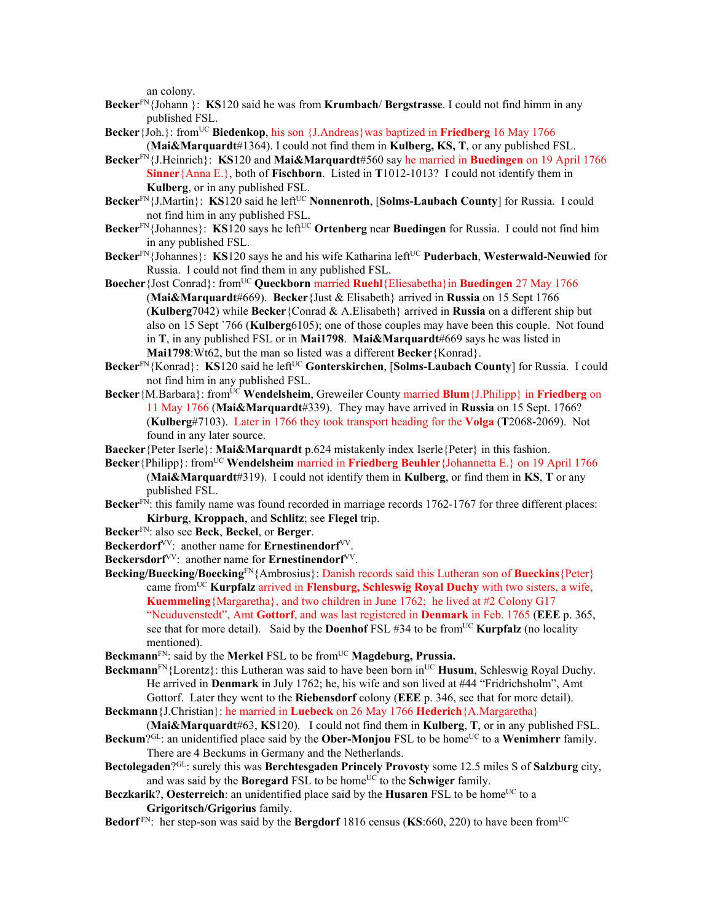an colony.

**Becker**[FN]{Johann }: **KS**120 said he was from **Krumbach**/ **Bergstrasse**. I could not find himm in any published FSL.

**Becker**{Joh.}: from[UC] **Biedenkop**, his son {J.Andreas}was baptized in **Friedberg** 16 May 1766 (**Mai&Marquardt**#1364). I could not find them in **Kulberg, KS, T**, or any published FSL.

**Becker**[FN]{J.Heinrich}: **KS**120 and **Mai&Marquardt**#560 say he married in **Buedingen** on 19 April 1766 **Sinner**{Anna E.}, both of **Fischborn**. Listed in **T**1012-1013? I could not identify them in **Kulberg**, or in any published FSL.

**Becker**[FN]{J.Martin}: **KS**120 said he left[UC] **Nonnenroth**, [**Solms-Laubach County**] for Russia. I could not find him in any published FSL.

**Becker**[FN]{Johannes}: **KS**120 says he left[UC] **Ortenberg** near **Buedingen** for Russia. I could not find him in any published FSL.

**Becker**[FN]{Johannes}: **KS**120 says he and his wife Katharina left[UC] **Puderbach**, **Westerwald-Neuwied** for Russia. I could not find them in any published FSL.

**Boecher**{Jost Conrad}: from[UC] **Queckborn** married **Ruehl**{Eliesabetha}in **Buedingen** 27 May 1766 (**Mai&Marquardt**#669). **Becker**{Just & Elisabeth} arrived in **Russia** on 15 Sept 1766 (**Kulberg**7042) while **Becker**{Conrad & A.Elisabeth} arrived in **Russia** on a different ship but also on 15 Sept `766 (**Kulberg**6105); one of those couples may have been this couple. Not found in **T**, in any published FSL or in **Mai1798**. **Mai&Marquardt**#669 says he was listed in **Mai1798**:Wt62, but the man so listed was a different **Becker**{Konrad}.

**Becker**[FN]{Konrad}: **KS**120 said he left[UC] **Gonterskirchen**, [**Solms-Laubach County**] for Russia. I could not find him in any published FSL.

**Becker**{M.Barbara}: from[UC] **Wendelsheim**, Greweiler County married **Blum**{J.Philipp} in **Friedberg** on 11 May 1766 (**Mai&Marquardt**#339). They may have arrived in **Russia** on 15 Sept. 1766? (**Kulberg**#7103). Later in 1766 they took transport heading for the **Volga** (**T**2068-2069). Not found in any later source.

**Baecker**{Peter Iserle}: **Mai&Marquardt** p.624 mistakenly index Iserle{Peter} in this fashion.

**Becker**{Philipp}: from[UC] **Wendelsheim** married in **Friedberg** **Beuhler**{Johannetta E.} on 19 April 1766 (**Mai&Marquardt**#319). I could not identify them in **Kulberg**, or find them in **KS**, **T** or any published FSL.

**Becker**[FN]: this family name was found recorded in marriage records 1762-1767 for three different places: **Kirburg**, **Kroppach**, and **Schlitz**; see **Flegel** trip.

**Becker**[FN]: also see **Beck**, **Beckel**, or **Berger**.

**Beckerdorf**[VV]: another name for **Ernestinendorf**[VV].

**Beckersdorf**[VV]: another name for **Ernestinendorf**[VV].

**Becking/Buecking/Boecking**[FN]{Ambrosius}: Danish records said this Lutheran son of **Bueckins**{Peter} came from[UC] **Kurpfalz** arrived in **Flensburg, Schleswig Royal Duchy** with two sisters, a wife, **Kuemmeling**{Margaretha}, and two children in June 1762; he lived at #2 Colony G17 "Neuduvenstedt", Amt **Gottorf**, and was last registered in **Denmark** in Feb. 1765 (**EEE** p. 365, see that for more detail). Said by the **Doenhof** FSL #34 to be from[UC] **Kurpfalz** (no locality mentioned).

**Beckmann**[FN]: said by the **Merkel** FSL to be from[UC] **Magdeburg, Prussia.**

**Beckmann**[FN]{Lorentz}: this Lutheran was said to have been born in[UC] **Husum**, Schleswig Royal Duchy. He arrived in **Denmark** in July 1762; he, his wife and son lived at #44 "Fridrichsholm", Amt Gottorf. Later they went to the **Riebensdorf** colony (**EEE** p. 346, see that for more detail).

**Beckmann**{J.Christian}: he married in **Luebeck** on 26 May 1766 **Hederich**{A.Margaretha} (**Mai&Marquardt**#63, **KS**120). I could not find them in **Kulberg**, **T**, or in any published FSL.

**Beckum**?[GL]: an unidentified place said by the **Ober-Monjou** FSL to be home[UC] to a **Wenimherr** family. There are 4 Beckums in Germany and the Netherlands.

**Bectolegaden**?[GL]: surely this was **Berchtesgaden Princely Provosty** some 12.5 miles S of **Salzburg** city, and was said by the **Boregard** FSL to be home[UC] to the **Schwiger** family.

**Beczkarik**?, **Oesterreich**: an unidentified place said by the **Husaren** FSL to be home[UC] to a **Grigoritsch/Grigorius** family.

**Bedorf**[FN]: her step-son was said by the **Bergdorf** 1816 census (**KS**:660, 220) to have been from[UC]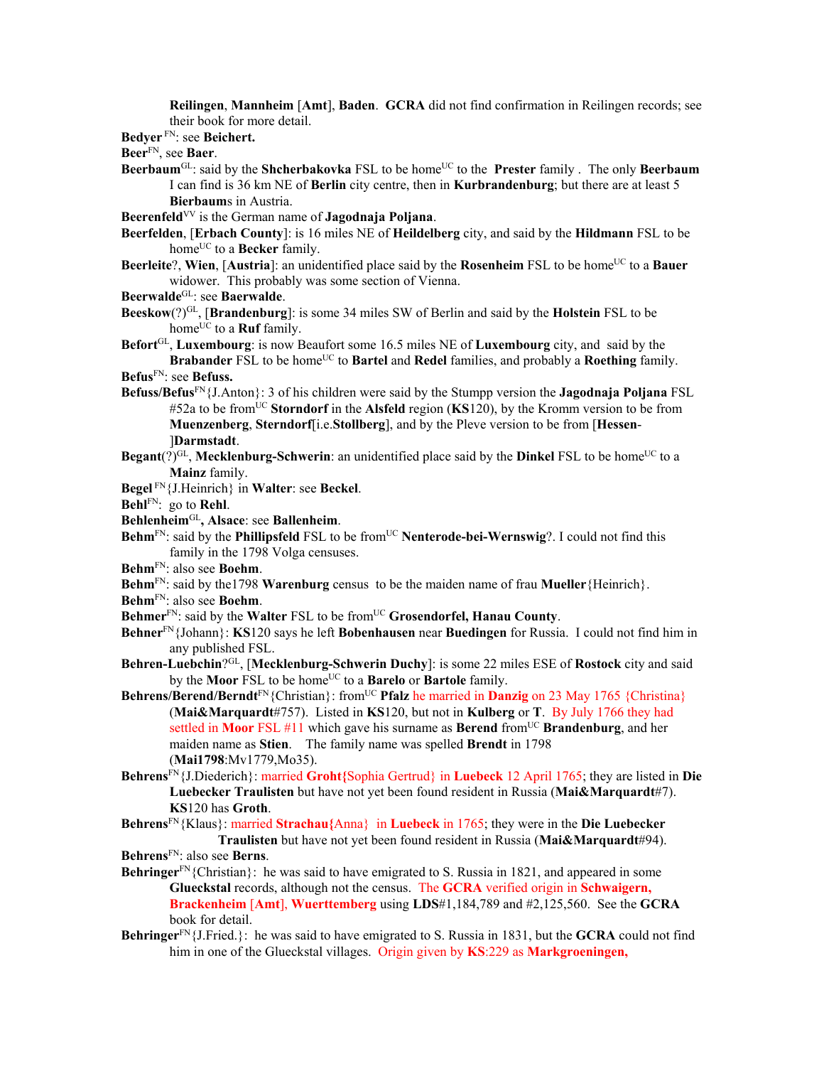**Reilingen**, **Mannheim** [**Amt**], **Baden**.  **GCRA** did not find confirmation in Reilingen records; see their book for more detail.

**Bedyer** [FN]: see **Beichert.**

**Beer**[FN], see **Baer**.

**Beerbaum**[GL]: said by the **Shcherbakovka** FSL to be home[UC] to the **Prester** family . The only **Beerbaum** I can find is 36 km NE of **Berlin** city centre, then in **Kurbrandenburg**; but there are at least 5 **Bierbaum**s in Austria.

**Beerenfeld**[VV] is the German name of **Jagodnaja Poljana**.

**Beerfelden**, [**Erbach County**]: is 16 miles NE of **Heildelberg** city, and said by the **Hildmann** FSL to be home[UC] to a **Becker** family.

**Beerleite**?, **Wien**, [**Austria**]: an unidentified place said by the **Rosenheim** FSL to be home[UC] to a **Bauer** widower. This probably was some section of Vienna.

**Beerwalde**[GL]: see **Baerwalde**.

**Beeskow**(?)[GL], [**Brandenburg**]: is some 34 miles SW of Berlin and said by the **Holstein** FSL to be home[UC] to a **Ruf** family.

**Befort**[GL], **Luxembourg**: is now Beaufort some 16.5 miles NE of **Luxembourg** city, and said by the **Brabander** FSL to be home[UC] to **Bartel** and **Redel** families, and probably a **Roething** family.

**Befus**[FN]: see **Befuss.**

**Befuss/Befus**[FN]{J.Anton}: 3 of his children were said by the Stumpp version the **Jagodnaja Poljana** FSL #52a to be from[UC] **Storndorf** in the **Alsfeld** region (**KS**120), by the Kromm version to be from **Muenzenberg**, **Sterndorf**[i.e.**Stollberg**], and by the Pleve version to be from [**Hessen-**]**Darmstadt**.

**Begant**(?)[GL], **Mecklenburg-Schwerin**: an unidentified place said by the **Dinkel** FSL to be home[UC] to a **Mainz** family.

**Begel** [FN]{J.Heinrich} in **Walter**: see **Beckel**.

**Behl**[FN]: go to **Rehl**.

**Behlenheim**[GL]**, Alsace**: see **Ballenheim**.

**Behm**[FN]: said by the **Phillipsfeld** FSL to be from[UC] **Nenterode-bei-Wernswig**?. I could not find this family in the 1798 Volga censuses.

**Behm**[FN]: also see **Boehm**.

**Behm**[FN]: said by the1798 **Warenburg** census to be the maiden name of frau **Mueller**{Heinrich}.

**Behm**[FN]: also see **Boehm**.

**Behmer**[FN]: said by the **Walter** FSL to be from[UC] **Grosendorfel, Hanau County**.

**Behner**[FN]{Johann}: **KS**120 says he left **Bobenhausen** near **Buedingen** for Russia. I could not find him in any published FSL.

**Behren-Luebchin**?[GL], [**Mecklenburg-Schwerin Duchy**]: is some 22 miles ESE of **Rostock** city and said by the **Moor** FSL to be home[UC] to a **Barelo** or **Bartole** family.

**Behrens/Berend/Berndt**[FN]{Christian}: from[UC] **Pfalz** he married in **Danzig** on 23 May 1765 {Christina} (**Mai&Marquardt**#757). Listed in **KS**120, but not in **Kulberg** or **T**. By July 1766 they had settled in **Moor** FSL #11 which gave his surname as **Berend** from[UC] **Brandenburg**, and her maiden name as **Stien**. The family name was spelled **Brendt** in 1798 (**Mai1798**:Mv1779,Mo35).

**Behrens**[FN]{J.Diederich}: married **Groht{**Sophia Gertrud} in **Luebeck** 12 April 1765; they are listed in **Die Luebecker Traulisten** but have not yet been found resident in Russia (**Mai&Marquardt**#7). **KS**120 has **Groth**.

**Behrens**[FN]{Klaus}: married **Strachau{**Anna} in **Luebeck** in 1765; they were in the **Die Luebecker Traulisten** but have not yet been found resident in Russia (**Mai&Marquardt**#94).

**Behrens**[FN]: also see **Berns**.

**Behringer**[FN]{Christian}: he was said to have emigrated to S. Russia in 1821, and appeared in some **Glueckstal** records, although not the census. The **GCRA** verified origin in **Schwaigern, Brackenheim** [**Amt**], **Wuerttemberg** using **LDS**#1,184,789 and #2,125,560. See the **GCRA** book for detail.

**Behringer**[FN]{J.Fried.}: he was said to have emigrated to S. Russia in 1831, but the **GCRA** could not find him in one of the Glueckstal villages. Origin given by **KS**:229 as **Markgroeningen,**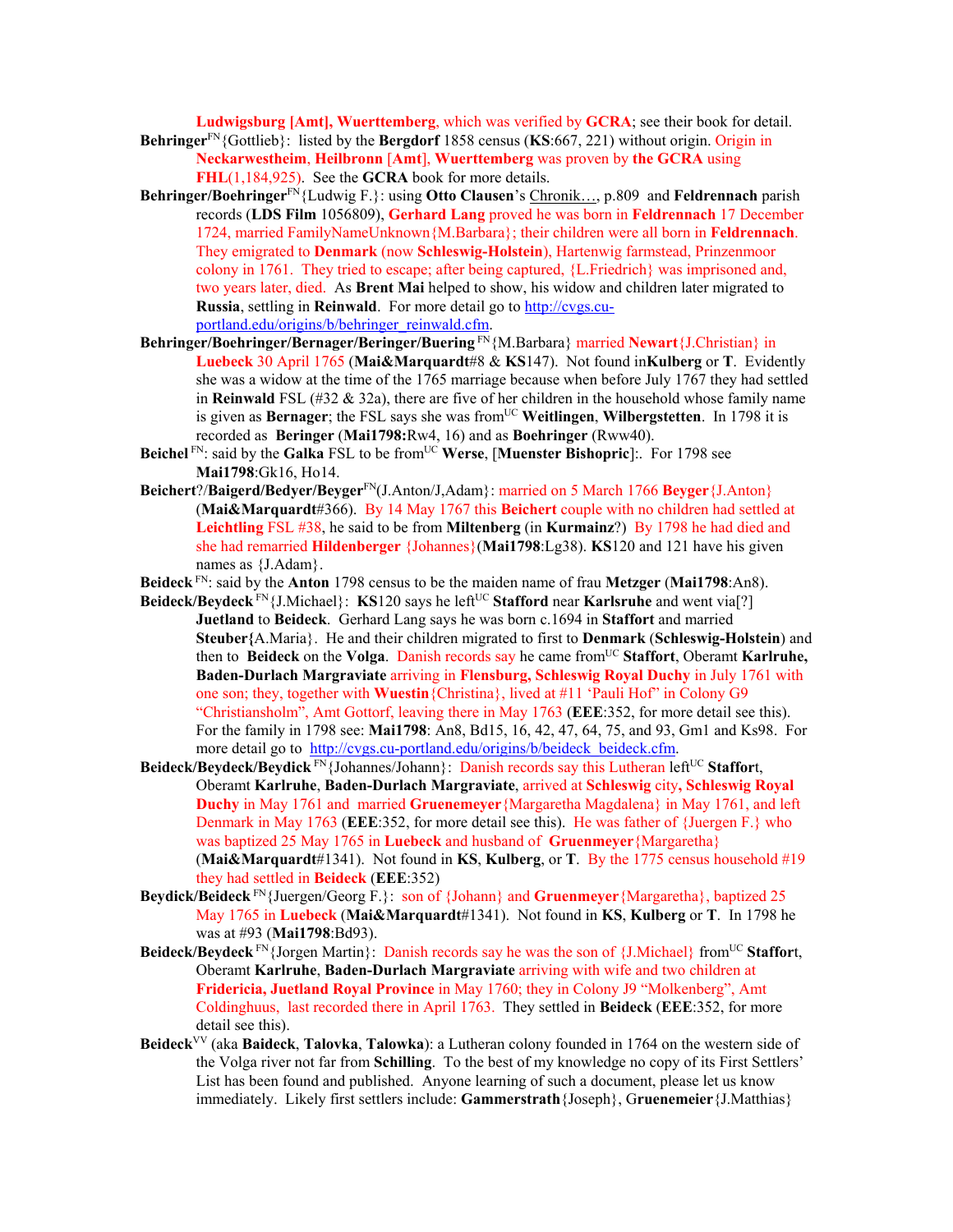**Ludwigsburg [Amt], Wuerttemberg**, which was verified by **GCRA**; see their book for detail.

**Behringer**[FN]{Gottlieb}: listed by the **Bergdorf** 1858 census (**KS**:667, 221) without origin. Origin in **Neckarwestheim**, **Heilbronn** [**Amt**], **Wuerttemberg** was proven by **the GCRA** using **FHL**(1,184,925). See the **GCRA** book for more details.

**Behringer/Boehringer**[FN]{Ludwig F.}: using **Otto Clausen**'s Chronik…, p.809 and **Feldrennach** parish records (**LDS Film** 1056809), **Gerhard Lang** proved he was born in **Feldrennach** 17 December 1724, married FamilyNameUnknown{M.Barbara}; their children were all born in **Feldrennach**. They emigrated to **Denmark** (now **Schleswig-Holstein**), Hartenwig farmstead, Prinzenmoor colony in 1761. They tried to escape; after being captured, {L.Friedrich} was imprisoned and, two years later, died. As **Brent Mai** helped to show, his widow and children later migrated to **Russia**, settling in **Reinwald**. For more detail go to http://cvgs.cu-portland.edu/origins/b/behringer_reinwald.cfm.

**Behringer/Boehringer/Bernager/Beringer/Buering** [FN]{M.Barbara} married **Newart**{J.Christian} in **Luebeck** 30 April 1765 (**Mai&Marquardt**#8 & **KS**147). Not found in**Kulberg** or **T**. Evidently she was a widow at the time of the 1765 marriage because when before July 1767 they had settled in **Reinwald** FSL (#32 & 32a), there are five of her children in the household whose family name is given as **Bernager**; the FSL says she was from[UC] **Weitlingen**, **Wilbergstetten**. In 1798 it is recorded as **Beringer** (**Mai1798:**Rw4, 16) and as **Boehringer** (Rww40).

**Beichel** [FN]: said by the **Galka** FSL to be from[UC] **Werse**, [**Muenster Bishopric**]:. For 1798 see **Mai1798**:Gk16, Ho14.

**Beichert**?/**Baigerd/Bedyer/Beyger**[FN](J.Anton/J,Adam}: married on 5 March 1766 **Beyger**{J.Anton} (**Mai&Marquardt**#366). By 14 May 1767 this **Beichert** couple with no children had settled at **Leichtling** FSL #38, he said to be from **Miltenberg** (in **Kurmainz**?) By 1798 he had died and she had remarried **Hildenberger** {Johannes}(**Mai1798**:Lg38). **KS**120 and 121 have his given names as {J.Adam}.

**Beideck** [FN]: said by the **Anton** 1798 census to be the maiden name of frau **Metzger** (**Mai1798**:An8).

**Beideck/Beydeck** [FN]{J.Michael}: **KS**120 says he left[UC] **Stafford** near **Karlsruhe** and went via[?] **Juetland** to **Beideck**. Gerhard Lang says he was born c.1694 in **Staffort** and married **Steuber{**A.Maria}. He and their children migrated to first to **Denmark** (**Schleswig-Holstein**) and then to **Beideck** on the **Volga**. Danish records say he came from[UC] **Staffort**, Oberamt **Karlruhe, Baden-Durlach Margraviate** arriving in **Flensburg, Schleswig Royal Duchy** in July 1761 with one son; they, together with **Wuestin**{Christina}, lived at #11 'Pauli Hof" in Colony G9 "Christiansholm", Amt Gottorf, leaving there in May 1763 (**EEE**:352, for more detail see this). For the family in 1798 see: **Mai1798**: An8, Bd15, 16, 42, 47, 64, 75, and 93, Gm1 and Ks98. For more detail go to http://cvgs.cu-portland.edu/origins/b/beideck_beideck.cfm.

**Beideck/Beydeck/Beydick** [FN]{Johannes/Johann}: Danish records say this Lutheran left[UC] **Staffor**t, Oberamt **Karlruhe**, **Baden-Durlach Margraviate**, arrived at **Schleswig** city**, Schleswig Royal Duchy** in May 1761 and married **Gruenemeyer**{Margaretha Magdalena} in May 1761, and left Denmark in May 1763 (**EEE**:352, for more detail see this). He was father of {Juergen F.} who was baptized 25 May 1765 in **Luebeck** and husband of **Gruenmeyer**{Margaretha} (**Mai&Marquardt**#1341). Not found in **KS**, **Kulberg**, or **T**. By the 1775 census household #19 they had settled in **Beideck** (**EEE**:352)

**Beydick/Beideck** [FN]{Juergen/Georg F.}: son of {Johann} and **Gruenmeyer**{Margaretha}, baptized 25 May 1765 in **Luebeck** (**Mai&Marquardt**#1341). Not found in **KS**, **Kulberg** or **T**. In 1798 he was at #93 (**Mai1798**:Bd93).

**Beideck/Beydeck** [FN]{Jorgen Martin}: Danish records say he was the son of {J.Michael} from[UC] **Staffor**t, Oberamt **Karlruhe**, **Baden-Durlach Margraviate** arriving with wife and two children at **Fridericia, Juetland Royal Province** in May 1760; they in Colony J9 "Molkenberg", Amt Coldinghuus, last recorded there in April 1763. They settled in **Beideck** (**EEE**:352, for more detail see this).

**Beideck**[VV] (aka **Baideck**, **Talovka**, **Talowka**): a Lutheran colony founded in 1764 on the western side of the Volga river not far from **Schilling**. To the best of my knowledge no copy of its First Settlers' List has been found and published. Anyone learning of such a document, please let us know immediately. Likely first settlers include: **Gammerstrath**{Joseph}, G**ruenemeier**{J.Matthias}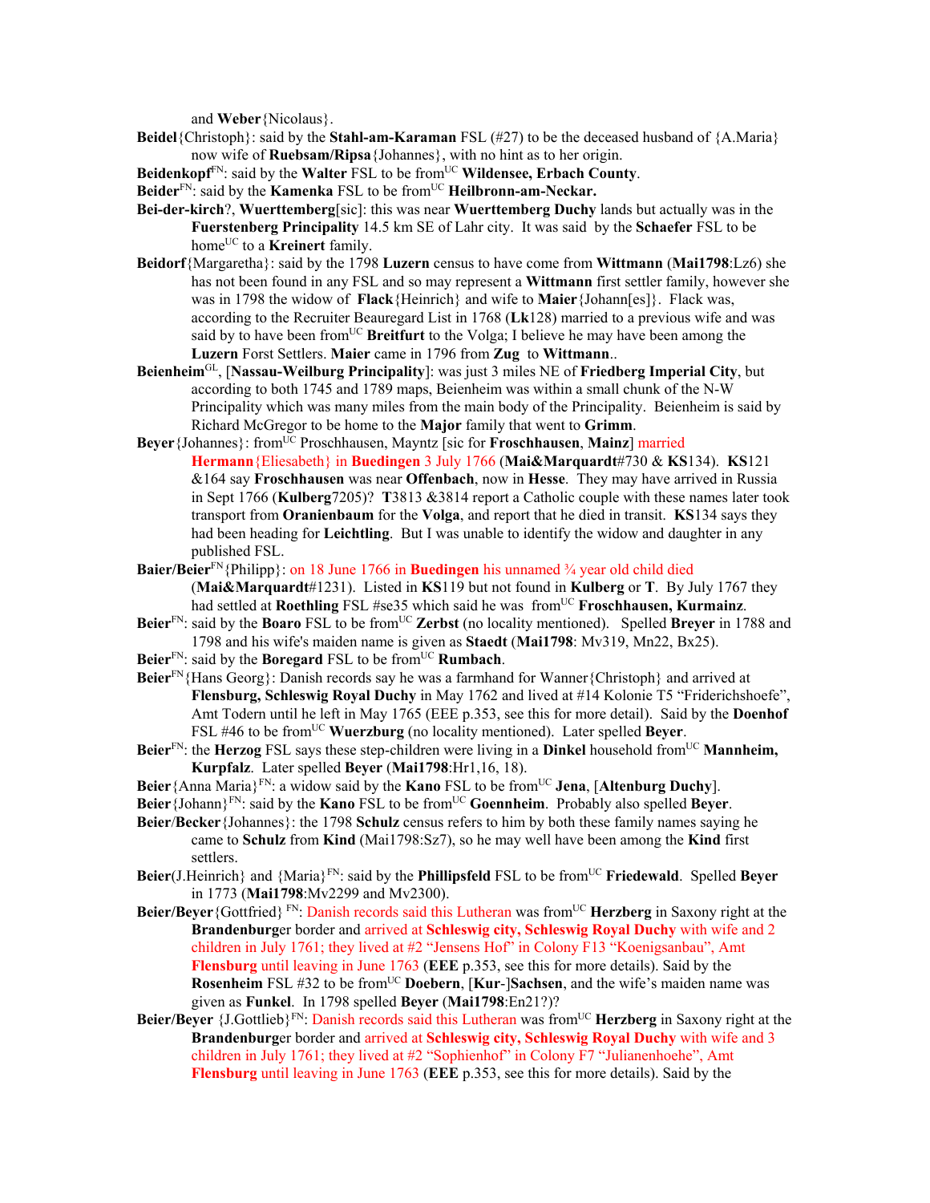and **Weber**{Nicolaus}.

**Beidel**{Christoph}: said by the **Stahl-am-Karaman** FSL (#27) to be the deceased husband of {A.Maria} now wife of **Ruebsam**/**Ripsa**{Johannes}, with no hint as to her origin.

**Beidenkopf**[FN]: said by the **Walter** FSL to be from[UC] **Wildensee, Erbach County**.

**Beider**[FN]: said by the **Kamenka** FSL to be from[UC] **Heilbronn-am-Neckar.**

**Bei-der-kirch**?, **Wuerttemberg**[sic]: this was near **Wuerttemberg Duchy** lands but actually was in the **Fuerstenberg Principality** 14.5 km SE of Lahr city. It was said by the **Schaefer** FSL to be home[UC] to a **Kreinert** family.

**Beidorf**{Margaretha}: said by the 1798 **Luzern** census to have come from **Wittmann** (**Mai1798**:Lz6) she has not been found in any FSL and so may represent a **Wittmann** first settler family, however she was in 1798 the widow of **Flack**{Heinrich} and wife to **Maier**{Johann[es]}. Flack was, according to the Recruiter Beauregard List in 1768 (**Lk**128) married to a previous wife and was said by to have been from[UC] **Breitfurt** to the Volga; I believe he may have been among the **Luzern** Forst Settlers. **Maier** came in 1796 from **Zug** to **Wittmann**..

**Beienheim**[GL], [**Nassau-Weilburg Principality**]: was just 3 miles NE of **Friedberg Imperial City**, but according to both 1745 and 1789 maps, Beienheim was within a small chunk of the N-W Principality which was many miles from the main body of the Principality. Beienheim is said by Richard McGregor to be home to the **Major** family that went to **Grimm**.

**Beyer**{Johannes}: from[UC] Proschhausen, Mayntz [sic for **Froschhausen**, **Mainz**] married **Hermann**{Eliesabeth} in **Buedingen** 3 July 1766 (**Mai&Marquardt**#730 & **KS**134). **KS**121 &164 say **Froschhausen** was near **Offenbach**, now in **Hesse**. They may have arrived in Russia in Sept 1766 (**Kulberg**7205)? **T**3813 &3814 report a Catholic couple with these names later took transport from **Oranienbaum** for the **Volga**, and report that he died in transit. **KS**134 says they had been heading for **Leichtling**. But I was unable to identify the widow and daughter in any published FSL.

**Baier/Beier**[FN]{Philipp}: on 18 June 1766 in **Buedingen** his unnamed ¾ year old child died (**Mai&Marquardt**#1231). Listed in **KS**119 but not found in **Kulberg** or **T**. By July 1767 they had settled at **Roethling** FSL #se35 which said he was from[UC] **Froschhausen, Kurmainz**.

**Beier**[FN]: said by the **Boaro** FSL to be from[UC] **Zerbst** (no locality mentioned). Spelled **Breyer** in 1788 and 1798 and his wife's maiden name is given as **Staedt** (**Mai1798**: Mv319, Mn22, Bx25).

**Beier**[FN]: said by the **Boregard** FSL to be from[UC] **Rumbach**.

**Beier**[FN]{Hans Georg}: Danish records say he was a farmhand for Wanner{Christoph} and arrived at **Flensburg, Schleswig Royal Duchy** in May 1762 and lived at #14 Kolonie T5 "Friderichshoefe", Amt Todern until he left in May 1765 (EEE p.353, see this for more detail). Said by the **Doenhof** FSL #46 to be from[UC] **Wuerzburg** (no locality mentioned). Later spelled **Beyer**.

**Beier**[FN]: the **Herzog** FSL says these step-children were living in a **Dinkel** household from[UC] **Mannheim, Kurpfalz**. Later spelled **Beyer** (**Mai1798**:Hr1,16, 18).

**Beier**{Anna Maria}[FN]: a widow said by the **Kano** FSL to be from[UC] **Jena**, [**Altenburg Duchy**].

**Beier**{Johann}[FN]: said by the **Kano** FSL to be from[UC] **Goennheim**. Probably also spelled **Beyer**.

**Beier**/**Becker**{Johannes}: the 1798 **Schulz** census refers to him by both these family names saying he came to **Schulz** from **Kind** (Mai1798:Sz7), so he may well have been among the **Kind** first settlers.

**Beier**(J.Heinrich} and {Maria}[FN]: said by the **Phillipsfeld** FSL to be from[UC] **Friedewald**. Spelled **Beyer** in 1773 (**Mai1798**:Mv2299 and Mv2300).

**Beier/Beyer**{Gottfried} [FN]: Danish records said this Lutheran was from[UC] **Herzberg** in Saxony right at the **Brandenburg**er border and arrived at **Schleswig city, Schleswig Royal Duchy** with wife and 2 children in July 1761; they lived at #2 "Jensens Hof" in Colony F13 "Koenigsanbau", Amt **Flensburg** until leaving in June 1763 (**EEE** p.353, see this for more details). Said by the **Rosenheim** FSL #32 to be from[UC] **Doebern**, [**Kur**-]**Sachsen**, and the wife's maiden name was given as **Funkel**. In 1798 spelled **Beyer** (**Mai1798**:En21?)?

**Beier/Beyer** {J.Gottlieb}[FN]: Danish records said this Lutheran was from[UC] **Herzberg** in Saxony right at the **Brandenburg**er border and arrived at **Schleswig city, Schleswig Royal Duchy** with wife and 3 children in July 1761; they lived at #2 "Sophienhof" in Colony F7 "Julianenhoehe", Amt **Flensburg** until leaving in June 1763 (**EEE** p.353, see this for more details). Said by the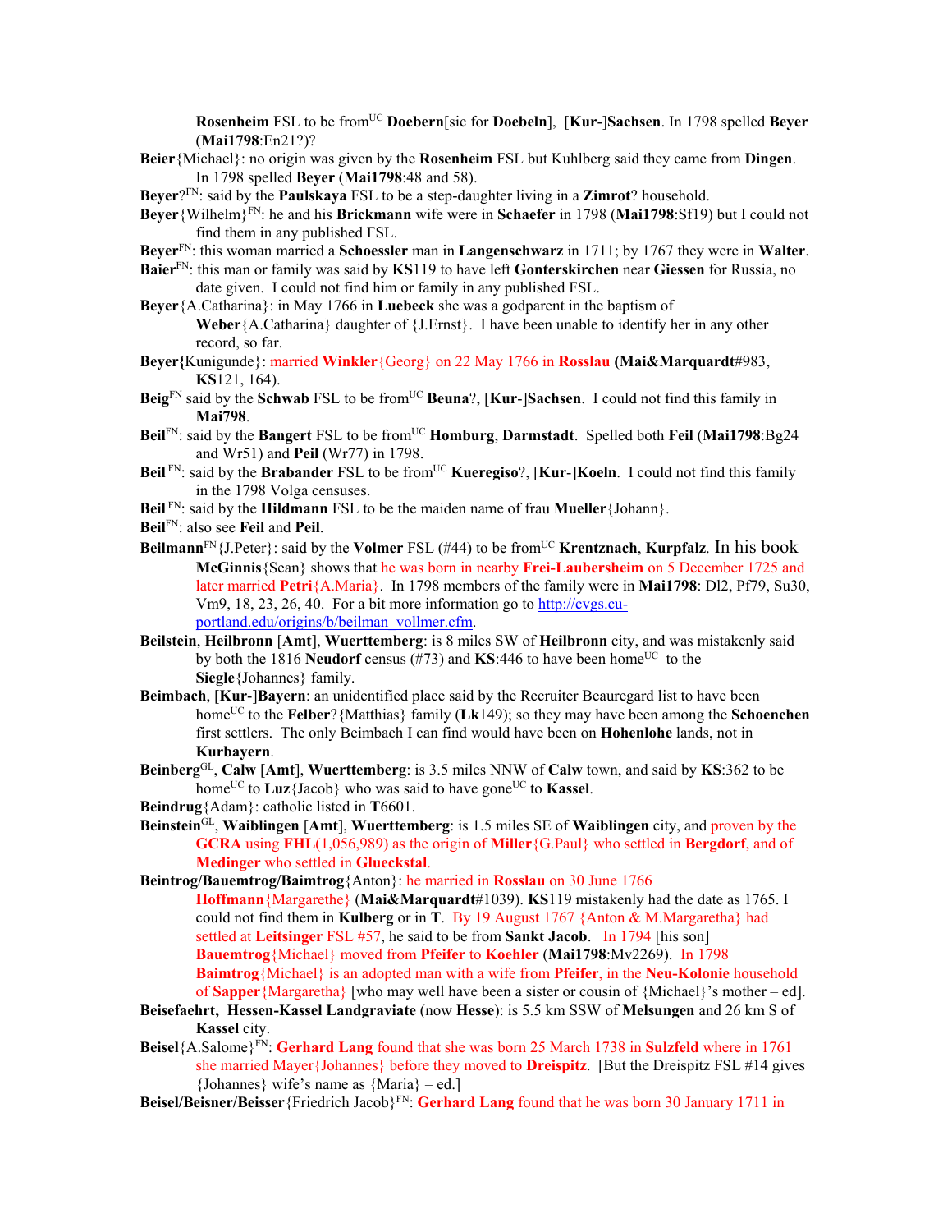**Rosenheim** FSL to be from[UC] **Doebern**[sic for **Doebeln**], [**Kur**-]**Sachsen**. In 1798 spelled **Beyer** (**Mai1798**:En21?)?

**Beier**{Michael}: no origin was given by the **Rosenheim** FSL but Kuhlberg said they came from **Dingen**. In 1798 spelled **Beyer** (**Mai1798**:48 and 58).

**Beyer**?[FN]: said by the **Paulskaya** FSL to be a step-daughter living in a **Zimrot**? household.

**Beyer**{Wilhelm}[FN]: he and his **Brickmann** wife were in **Schaefer** in 1798 (**Mai1798**:Sf19) but I could not find them in any published FSL.

**Beyer**[FN]: this woman married a **Schoessler** man in **Langenschwarz** in 1711; by 1767 they were in **Walter**.

**Baier**[FN]: this man or family was said by **KS**119 to have left **Gonterskirchen** near **Giessen** for Russia, no date given. I could not find him or family in any published FSL.

**Beyer**{A.Catharina}: in May 1766 in **Luebeck** she was a godparent in the baptism of **Weber**{A.Catharina} daughter of {J.Ernst}. I have been unable to identify her in any other record, so far.

**Beyer{**Kunigunde}: married **Winkler**{Georg} on 22 May 1766 in **Rosslau** (**Mai&Marquardt**#983, **KS**121, 164).

**Beig**[FN] said by the **Schwab** FSL to be from[UC] **Beuna**?, [**Kur**-]**Sachsen**. I could not find this family in **Mai798**.

**Beil**[FN]: said by the **Bangert** FSL to be from[UC] **Homburg**, **Darmstadt**. Spelled both **Feil** (**Mai1798**:Bg24 and Wr51) and **Peil** (Wr77) in 1798.

**Beil** [FN]: said by the **Brabander** FSL to be from[UC] **Kueregiso**?, [**Kur**-]**Koeln**. I could not find this family in the 1798 Volga censuses.

**Beil** [FN]: said by the **Hildmann** FSL to be the maiden name of frau **Mueller**{Johann}.

**Beil**[FN]: also see **Feil** and **Peil**.

**Beilmann**[FN]{J.Peter}: said by the **Volmer** FSL (#44) to be from[UC] **Krentznach**, **Kurpfalz**. In his book **McGinnis**{Sean} shows that he was born in nearby **Frei-Laubersheim** on 5 December 1725 and later married **Petri**{A.Maria}. In 1798 members of the family were in **Mai1798**: Dl2, Pf79, Su30, Vm9, 18, 23, 26, 40. For a bit more information go to http://cvgs.cu-portland.edu/origins/b/beilman_vollmer.cfm.

**Beilstein**, **Heilbronn** [**Amt**], **Wuerttemberg**: is 8 miles SW of **Heilbronn** city, and was mistakenly said by both the 1816 **Neudorf** census (#73) and **KS**:446 to have been home[UC] to the **Siegle**{Johannes} family.

**Beimbach**, [**Kur**-]**Bayern**: an unidentified place said by the Recruiter Beauregard list to have been home[UC] to the **Felber**?{Matthias} family (**Lk**149); so they may have been among the **Schoenchen** first settlers. The only Beimbach I can find would have been on **Hohenlohe** lands, not in **Kurbayern**.

**Beinberg**[GL], **Calw** [**Amt**], **Wuerttemberg**: is 3.5 miles NNW of **Calw** town, and said by **KS**:362 to be home[UC] to **Luz**{Jacob} who was said to have gone[UC] to **Kassel**.

**Beindrug**{Adam}: catholic listed in **T**6601.

**Beinstein**[GL], **Waiblingen** [**Amt**], **Wuerttemberg**: is 1.5 miles SE of **Waiblingen** city, and proven by the **GCRA** using **FHL**(1,056,989) as the origin of **Miller**{G.Paul} who settled in **Bergdorf**, and of **Medinger** who settled in **Glueckstal**.

**Beintrog/Bauemtrog/Baimtrog**{Anton}: he married in **Rosslau** on 30 June 1766 **Hoffmann**{Margarethe} (**Mai&Marquardt**#1039). **KS**119 mistakenly had the date as 1765. I could not find them in **Kulberg** or in **T**. By 19 August 1767 {Anton & M.Margaretha} had settled at **Leitsinger** FSL #57, he said to be from **Sankt Jacob**. In 1794 [his son] **Bauemtrog**{Michael} moved from **Pfeifer** to **Koehler** (**Mai1798**:Mv2269). In 1798 **Baimtrog**{Michael} is an adopted man with a wife from **Pfeifer**, in the **Neu-Kolonie** household of **Sapper**{Margaretha} [who may well have been a sister or cousin of {Michael}'s mother – ed].

**Beisefaehrt, Hessen-Kassel Landgraviate** (now **Hesse**): is 5.5 km SSW of **Melsungen** and 26 km S of **Kassel** city.

**Beisel**{A.Salome}[FN]: **Gerhard Lang** found that she was born 25 March 1738 in **Sulzfeld** where in 1761 she married Mayer{Johannes} before they moved to **Dreispitz**. [But the Dreispitz FSL #14 gives {Johannes} wife's name as {Maria} – ed.]

**Beisel/Beisner/Beisser**{Friedrich Jacob}[FN]: **Gerhard Lang** found that he was born 30 January 1711 in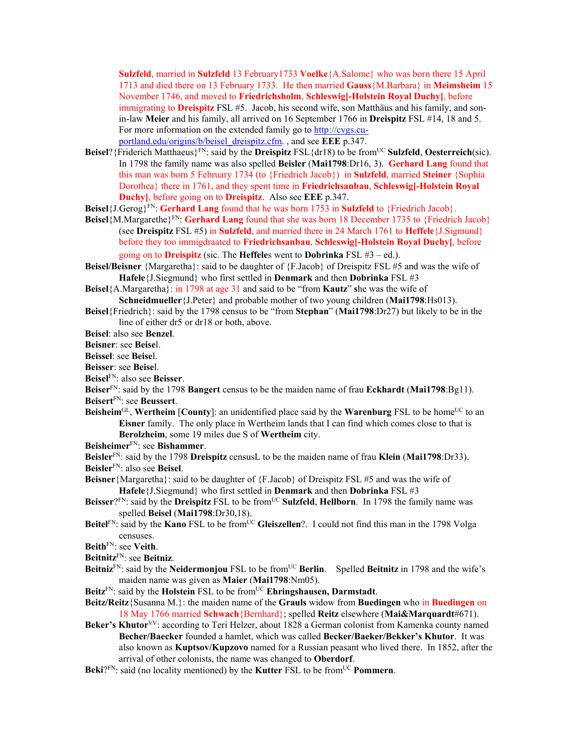**Sulzfeld**, married in **Sulzfeld** 13 February1733 **Voelke**{A.Salome} who was born there 15 April 1713 and died there on 13 February 1733. He then married **Gauss**{M.Barbara} in **Meimsheim** 15 November 1746, and moved to **Friedrichsholm**, **Schleswig[-Holstein Royal Duchy]**, before immigrating to **Dreispitz** FSL #5. Jacob, his second wife, son Matthäus and his family, and son-in-law **Meier** and his family, all arrived on 16 September 1766 in **Dreispitz** FSL #14, 18 and 5. For more information on the extended family go to http://cvgs.cu-portland.edu/origins/b/beisel_dreispitz.cfm. , and see **EEE** p.347.

**Beisel**?{Friderich Matthaeus}[FN]: said by the **Dreispitz** FSL{dr18) to be from[UC] **Sulzfeld**, **Oesterreich**(sic). In 1798 the family name was also spelled **Beisler** (**Mai1798**:Dr16, 3). **Gerhard Lang** found that this man was born 5 February 1734 (to {Friedrich Jacob}) in **Sulzfeld**, married **Steiner** {Sophia Dorothea} there in 1761, and they spent time in **Friedrichsanbau**, **Schleswig[-Holstein Royal Duchy]**, before going on to **Dreispitz**. Also see **EEE** p.347.

**Beisel**{J.Gerog}[FN]: **Gerhard Lang** found that he was born 1753 in **Sulzfeld** to {Friedrich Jacob}.

**Beisel**{M.Margarethe}[FN]: **Gerhard Lang** found that she was born 18 December 1735 to {Friedrich Jacob} (see **Dreispitz** FSL #5) in **Sulzfeld**, and married there in 24 March 1761 to **Heffele**{J.Sigmund} before they too immigdraated to **Friedrichsanbau**, **Schleswig[-Holstein Royal Duchy]**, before going on to **Dreispitz** (sic. The **Heffele**s went to **Dobrinka** FSL #3 – ed.).

**Beisel/Beisner** {Margaretha}: said to be daughter of {F.Jacob} of Dreispitz FSL #5 and was the wife of **Hafele**{J.Siegmund} who first settled in **Denmark** and then **Dobrinka** FSL #3

**Beisel**{A.Margaretha}: in 1798 at age 31 and said to be "from **Kautz**" **s**he was the wife of **Schneidmueller**{J.Peter} and probable mother of two young children (**Mai1798**:Hs013).

**Beisel**{Friedrich}: said by the 1798 census to be "from **Stephan**" (**Mai1798**:Dr27) but likely to be in the line of either dr5 or dr18 or both, above.

**Beisel**: also see **Benzel**.

**Beisner**: see **Beise**l.

**Beissel**: see **Beise**l.

**Beisser**: see **Beise**l.

**Beisel**[FN]: also see **Beisser**.

**Beiser**[FN]: said by the 1798 **Bangert** census to be the maiden name of frau **Eckhardt** (**Mai1798**:Bg11).

**Beisert**[FN]: see **Beussert**.

**Beisheim**[GL], **Wertheim** [**County**]: an unidentified place said by the **Warenburg** FSL to be home[UC] to an **Eisner** family. The only place in Wertheim lands that I can find which comes close to that is **Berolzheim**, some 19 miles due S of **Wertheim** city.

**Beisheimer**[FN]: see **Bishammer**.

**Beisler**[FN]: said by the 1798 **Dreispitz** censusL to be the maiden name of frau **Klein** (**Mai1798**:Dr33).

**Beisler**[FN]: also see **Beisel**.

**Beisner**{Margaretha}: said to be daughter of {F.Jacob} of Dreispitz FSL #5 and was the wife of **Hafele**{J.Siegmund} who first settled in **Denmark** and then **Dobrinka** FSL #3

**Beisser**?[FN]: said by the **Dreispitz** FSL to be from[UC] **Sulzfeld, Hellborn**. In 1798 the family name was spelled **Beisel** (**Mai1798**:Dr30,18).

**Beitel**[FN]: said by the **Kano** FSL to be from[UC] **Gleiszellen**?. I could not find this man in the 1798 Volga censuses.

**Beith**[FN]: see **Veith**.

**Beitnitz**[FN]: see **Beitniz**.

**Beitniz**[FN]: said by the **Neidermonjou** FSL to be from[UC] **Berlin**. Spelled **Beitnitz** in 1798 and the wife's maiden name was given as **Maier** (**Mai1798**:Nm05).

**Beitz**[FN]: said by the **Holstein** FSL to be from[UC] **Ehringshausen, Darmstadt**.

**Beitz/Reitz**{Susanna M.}: the maiden name of the **Grauls** widow from **Buedingen** who in **Buedingen** on 18 May 1766 married **Schwach**{Bernhard}; spelled **Reitz** elsewhere (**Mai&Marquardt**#671).

**Beker's Khutor**[VV]: according to Teri Helzer, about 1828 a German colonist from Kamenka county named **Becher/Baecker** founded a hamlet, which was called **Becker/Baeker/Bekker's Khutor**. It was also known as **Kuptsov/Kupzovo** named for a Russian peasant who lived there. In 1852, after the arrival of other colonists, the name was changed to **Oberdorf**.

**Beki**?[FN]: said (no locality mentioned) by the **Kutter** FSL to be from[UC] **Pommern**.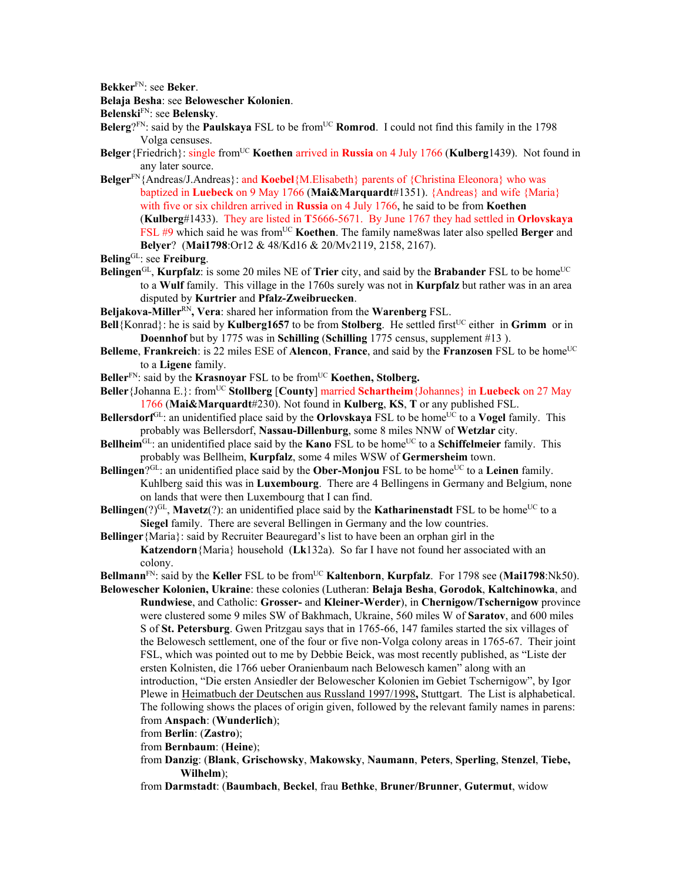**Bekker**[FN]: see **Beker**.

**Belaja Besha**: see **Belowescher Kolonien**.

**Belenski**[FN]: see **Belensky**.

**Belerg**?[FN]: said by the **Paulskaya** FSL to be from[UC] **Romrod**. I could not find this family in the 1798 Volga censuses.

**Belger**{Friedrich}: single from[UC] **Koethen** arrived in **Russia** on 4 July 1766 (**Kulberg**1439). Not found in any later source.

**Belger**[FN]{Andreas/J.Andreas}: and **Koebel**{M.Elisabeth} parents of {Christina Eleonora} who was baptized in **Luebeck** on 9 May 1766 (**Mai&Marquardt**#1351). {Andreas} and wife {Maria} with five or six children arrived in **Russia** on 4 July 1766, he said to be from **Koethen** (**Kulberg**#1433). They are listed in **T**5666-5671. By June 1767 they had settled in **Orlovskaya** FSL #9 which said he was from[UC] **Koethen**. The family name8was later also spelled **Berger** and **Belyer**? (**Mai1798**:Or12 & 48/Kd16 & 20/Mv2119, 2158, 2167).

**Beling**[GL]: see **Freiburg**.

**Belingen**[GL], **Kurpfalz**: is some 20 miles NE of **Trier** city, and said by the **Brabander** FSL to be home[UC] to a **Wulf** family. This village in the 1760s surely was not in **Kurpfalz** but rather was in an area disputed by **Kurtrier** and **Pfalz-Zweibruecken**.

**Beljakova-Miller**[RN]**, Vera**: shared her information from the **Warenberg** FSL.

**Bell**{Konrad}: he is said by **Kulberg1657** to be from **Stolberg**. He settled first[UC] either in **Grimm** or in **Doennhof** but by 1775 was in **Schilling** (**Schilling** 1775 census, supplement #13 ).

**Belleme**, **Frankreich**: is 22 miles ESE of **Alencon**, **France**, and said by the **Franzosen** FSL to be home[UC] to a **Ligene** family.

**Beller**[FN]: said by the **Krasnoyar** FSL to be from[UC] **Koethen, Stolberg.**

**Beller**{Johanna E.}: from[UC] **Stollberg** [**County**] married **Schartheim**{Johannes} in **Luebeck** on 27 May 1766 (**Mai&Marquardt**#230). Not found in **Kulberg**, **KS**, **T** or any published FSL.

**Bellersdorf**[GL]: an unidentified place said by the **Orlovskaya** FSL to be home[UC] to a **Vogel** family. This probably was Bellersdorf, **Nassau-Dillenburg**, some 8 miles NNW of **Wetzlar** city.

**Bellheim**[GL]: an unidentified place said by the **Kano** FSL to be home[UC] to a **Schiffelmeier** family. This probably was Bellheim, **Kurpfalz**, some 4 miles WSW of **Germersheim** town.

**Bellingen**?[GL]: an unidentified place said by the **Ober-Monjou** FSL to be home[UC] to a **Leinen** family. Kuhlberg said this was in **Luxembourg**. There are 4 Bellingens in Germany and Belgium, none on lands that were then Luxembourg that I can find.

**Bellingen**(?)[GL], **Mavetz**(?): an unidentified place said by the **Katharinenstadt** FSL to be home[UC] to a **Siegel** family. There are several Bellingen in Germany and the low countries.

**Bellinger**{Maria}: said by Recruiter Beauregard's list to have been an orphan girl in the **Katzendorn**{Maria} household (**Lk**132a). So far I have not found her associated with an colony.

**Bellmann**[FN]: said by the **Keller** FSL to be from[UC] **Kaltenborn**, **Kurpfalz**. For 1798 see (**Mai1798**:Nk50).

**Belowescher Kolonien, Ukraine**: these colonies (Lutheran: **Belaja Besha**, **Gorodok**, **Kaltchinowka**, and **Rundwiese**, and Catholic: **Grosser-** and **Kleiner-Werder**), in **Chernigow/Tschernigow** province were clustered some 9 miles SW of Bakhmach, Ukraine, 560 miles W of **Saratov**, and 600 miles S of **St. Petersburg**. Gwen Pritzgau says that in 1765-66, 147 familes started the six villages of the Belowesch settlement, one of the four or five non-Volga colony areas in 1765-67. Their joint FSL, which was pointed out to me by Debbie Beick, was most recently published, as "Liste der ersten Kolnisten, die 1766 ueber Oranienbaum nach Belowesch kamen" along with an introduction, "Die ersten Ansiedler der Belowescher Kolonien im Gebiet Tschernigow", by Igor Plewe in Heimatbuch der Deutschen aus Russland 1997/1998**,** Stuttgart. The List is alphabetical. The following shows the places of origin given, followed by the relevant family names in parens:

from **Anspach**: (**Wunderlich**);

from **Berlin**: (**Zastro**);

from **Bernbaum**: (**Heine**);

from **Danzig**: (**Blank**, **Grischowsky**, **Makowsky**, **Naumann**, **Peters**, **Sperling**, **Stenzel**, **Tiebe, Wilhelm**);

from **Darmstadt**: (**Baumbach**, **Beckel**, frau **Bethke**, **Bruner/Brunner**, **Gutermut**, widow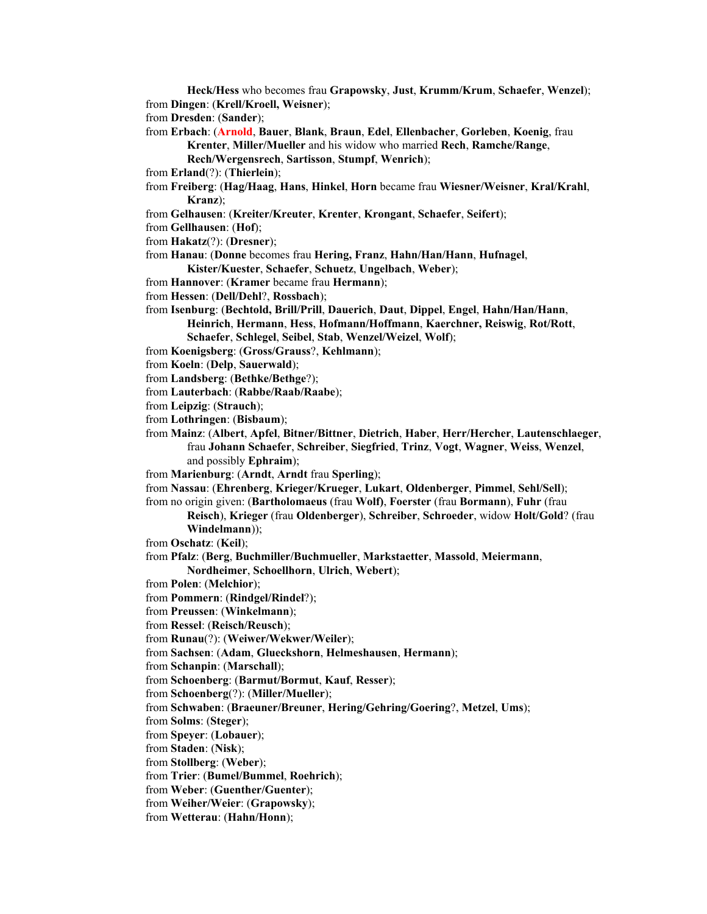**Heck/Hess** who becomes frau **Grapowsky**, **Just**, **Krumm/Krum**, **Schaefer**, **Wenzel**);

from **Dingen**: (**Krell/Kroell, Weisner**);

from **Dresden**: (**Sander**);

from **Erbach**: (**Arnold**, **Bauer**, **Blank**, **Braun**, **Edel**, **Ellenbacher**, **Gorleben**, **Koenig**, frau **Krenter**, **Miller/Mueller** and his widow who married **Rech**, **Ramche/Range**, **Rech/Wergensrech**, **Sartisson**, **Stumpf**, **Wenrich**);

from **Erland**(?): (**Thierlein**);

from **Freiberg**: (**Hag/Haag**, **Hans**, **Hinkel**, **Horn** became frau **Wiesner/Weisner**, **Kral/Krahl**, **Kranz**);

from **Gelhausen**: (**Kreiter/Kreuter**, **Krenter**, **Krongant**, **Schaefer**, **Seifert**);

from **Gellhausen**: (**Hof**);

from **Hakatz**(?): (**Dresner**);

from **Hanau**: (**Donne** becomes frau **Hering, Franz**, **Hahn/Han/Hann**, **Hufnagel**, **Kister/Kuester**, **Schaefer**, **Schuetz**, **Ungelbach**, **Weber**);

from **Hannover**: (**Kramer** became frau **Hermann**);

from **Hessen**: (**Dell/Dehl**?, **Rossbach**);

from **Isenburg**: (**Bechtold, Brill/Prill**, **Dauerich**, **Daut**, **Dippel**, **Engel**, **Hahn/Han/Hann**, **Heinrich**, **Hermann**, **Hess**, **Hofmann/Hoffmann**, **Kaerchner, Reiswig**, **Rot/Rott**, **Schaefer**, **Schlegel**, **Seibel**, **Stab**, **Wenzel/Weizel**, **Wolf**);

from **Koenigsberg**: (**Gross/Grauss**?, **Kehlmann**);

from **Koeln**: (**Delp**, **Sauerwald**);

from **Landsberg**: (**Bethke/Bethge**?);

from **Lauterbach**: (**Rabbe/Raab/Raabe**);

from **Leipzig**: (**Strauch**);

from **Lothringen**: (**Bisbaum**);

from **Mainz**: (**Albert**, **Apfel**, **Bitner/Bittner**, **Dietrich**, **Haber**, **Herr/Hercher**, **Lautenschlaeger**, frau **Johann Schaefer**, **Schreiber**, **Siegfried**, **Trinz**, **Vogt**, **Wagner**, **Weiss**, **Wenzel**, and possibly **Ephraim**);

from **Marienburg**: (**Arndt**, **Arndt** frau **Sperling**);

from **Nassau**: (**Ehrenberg**, **Krieger/Krueger**, **Lukart**, **Oldenberger**, **Pimmel**, **Sehl/Sell**);

from no origin given: (**Bartholomaeus** (frau **Wolf)**, **Foerster** (frau **Bormann**), **Fuhr** (frau **Reisch**), **Krieger** (frau **Oldenberger**), **Schreiber**, **Schroeder**, widow **Holt/Gold**? (frau **Windelmann**));

from **Oschatz**: (**Keil**);

from **Pfalz**: (**Berg**, **Buchmiller/Buchmueller**, **Markstaetter**, **Massold**, **Meiermann**, **Nordheimer**, **Schoellhorn**, **Ulrich**, **Webert**);

from **Polen**: (**Melchior**);

from **Pommern**: (**Rindgel/Rindel**?);

from **Preussen**: (**Winkelmann**);

from **Ressel**: (**Reisch/Reusch**);

from **Runau**(?): (**Weiwer/Wekwer/Weiler**);

from **Sachsen**: (**Adam**, **Glueckshorn**, **Helmeshausen**, **Hermann**);

from **Schanpin**: (**Marschall**);

from **Schoenberg**: (**Barmut/Bormut**, **Kauf**, **Resser**);

from **Schoenberg**(?): (**Miller/Mueller**);

from **Schwaben**: (**Braeuner/Breuner**, **Hering/Gehring/Goering**?, **Metzel**, **Ums**);

from **Solms**: (**Steger**);

from **Speyer**: (**Lobauer**);

from **Staden**: (**Nisk**);

from **Stollberg**: (**Weber**);

from **Trier**: (**Bumel/Bummel**, **Roehrich**);

from **Weber**: (**Guenther/Guenter**);

from **Weiher/Weier**: (**Grapowsky**);

from **Wetterau**: (**Hahn/Honn**);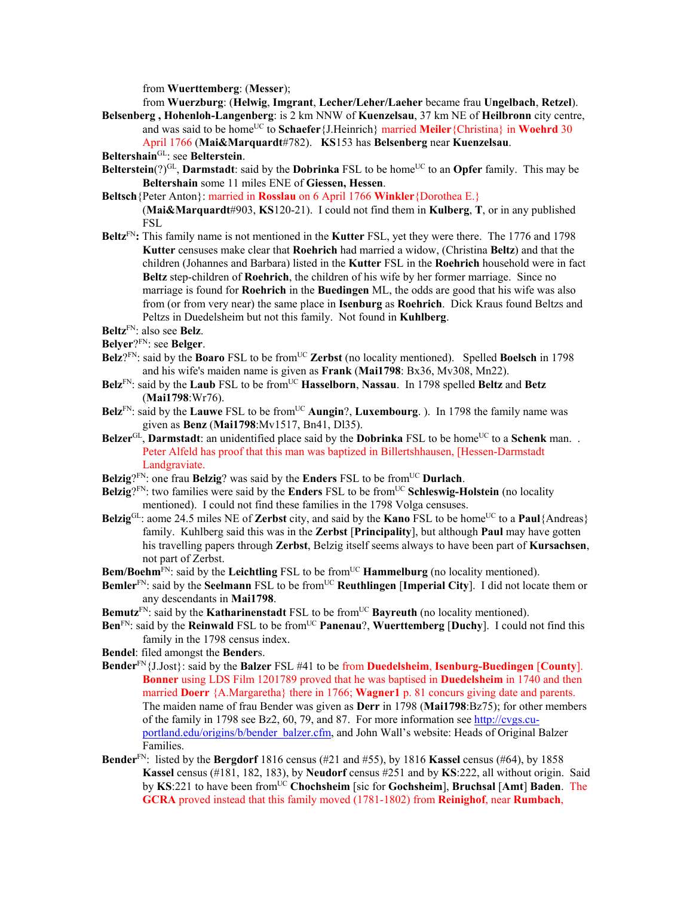from **Wuerttemberg**: (**Messer**);

from **Wuerzburg**: (**Helwig**, **Imgrant**, **Lecher/Leher/Laeher** became frau **Ungelbach**, **Retzel**).

**Belsenberg , Hohenloh-Langenberg**: is 2 km NNW of **Kuenzelsau**, 37 km NE of **Heilbronn** city centre, and was said to be home[UC] to **Schaefer**{J.Heinrich} married **Meiler**{Christina} in **Woehrd** 30 April 1766 (**Mai&Marquardt**#782). **KS**153 has **Belsenberg** near **Kuenzelsau**.

**Beltershain**[GL]: see **Belterstein**.

**Belterstein**(?)[GL], **Darmstadt**: said by the **Dobrinka** FSL to be home[UC] to an **Opfer** family. This may be **Beltershain** some 11 miles ENE of **Giessen, Hessen**.

**Beltsch**{Peter Anton}: married in **Rosslau** on 6 April 1766 **Winkler**{Dorothea E.} (**Mai&Marquardt**#903, **KS**120-21). I could not find them in **Kulberg**, **T**, or in any published FSL

**Beltz**[FN]**:** This family name is not mentioned in the **Kutter** FSL, yet they were there. The 1776 and 1798 **Kutter** censuses make clear that **Roehrich** had married a widow, (Christina **Beltz**) and that the children (Johannes and Barbara) listed in the **Kutter** FSL in the **Roehrich** household were in fact **Beltz** step-children of **Roehrich**, the children of his wife by her former marriage. Since no marriage is found for **Roehrich** in the **Buedingen** ML, the odds are good that his wife was also from (or from very near) the same place in **Isenburg** as **Roehrich**. Dick Kraus found Beltzs and Peltzs in Duedelsheim but not this family. Not found in **Kuhlberg**.

**Beltz**[FN]: also see **Belz**.

**Belyer**?[FN]: see **Belger**.

**Belz**?[FN]: said by the **Boaro** FSL to be from[UC] **Zerbst** (no locality mentioned). Spelled **Boelsch** in 1798 and his wife's maiden name is given as **Frank** (**Mai1798**: Bx36, Mv308, Mn22).

**Belz**[FN]: said by the **Laub** FSL to be from[UC] **Hasselborn**, **Nassau**. In 1798 spelled **Beltz** and **Betz** (**Mai1798**:Wr76).

**Belz**[FN]: said by the **Lauwe** FSL to be from[UC] **Aungin**?, **Luxembourg**. ). In 1798 the family name was given as **Benz** (**Mai1798**:Mv1517, Bn41, Dl35).

**Belzer**[GL], **Darmstadt**: an unidentified place said by the **Dobrinka** FSL to be home[UC] to a **Schenk** man. . Peter Alfeld has proof that this man was baptized in Billertshhausen, [Hessen-Darmstadt Landgraviate.

**Belzig**?[FN]: one frau **Belzig**? was said by the **Enders** FSL to be from[UC] **Durlach**.

**Belzig**?[FN]: two families were said by the **Enders** FSL to be from[UC] **Schleswig-Holstein** (no locality mentioned). I could not find these families in the 1798 Volga censuses.

**Belzig**[GL]: aome 24.5 miles NE of **Zerbst** city, and said by the **Kano** FSL to be home[UC] to a **Paul**{Andreas} family. Kuhlberg said this was in the **Zerbst** [**Principality**], but although **Paul** may have gotten his travelling papers through **Zerbst**, Belzig itself seems always to have been part of **Kursachsen**, not part of Zerbst.

**Bem/Boehm**[FN]: said by the **Leichtling** FSL to be from[UC] **Hammelburg** (no locality mentioned).

**Bemler**[FN]: said by the **Seelmann** FSL to be from[UC] **Reuthlingen** [**Imperial City**]. I did not locate them or any descendants in **Mai1798**.

**Bemutz**[FN]: said by the **Katharinenstadt** FSL to be from[UC] **Bayreuth** (no locality mentioned).

**Ben**[FN]: said by the **Reinwald** FSL to be from[UC] **Panenau**?, **Wuerttemberg** [**Duchy**]. I could not find this family in the 1798 census index.

**Bendel**: filed amongst the **Bender**s.

**Bender**[FN]{J.Jost}: said by the **Balzer** FSL #41 to be from **Duedelsheim**, **Isenburg-Buedingen** [**County**]. **Bonner** using LDS Film 1201789 proved that he was baptised in **Duedelsheim** in 1740 and then married **Doerr** {A.Margaretha} there in 1766; **Wagner1** p. 81 concurs giving date and parents. The maiden name of frau Bender was given as **Derr** in 1798 (**Mai1798**:Bz75); for other members of the family in 1798 see Bz2, 60, 79, and 87. For more information see http://cvgs.cu-portland.edu/origins/b/bender_balzer.cfm, and John Wall's website: Heads of Original Balzer Families.

**Bender**[FN]: listed by the **Bergdorf** 1816 census (#21 and #55), by 1816 **Kassel** census (#64), by 1858 **Kassel** census (#181, 182, 183), by **Neudorf** census #251 and by **KS**:222, all without origin. Said by **KS**:221 to have been from[UC] **Chochsheim** [sic for **Gochsheim**], **Bruchsal** [**Amt**] **Baden**. The **GCRA** proved instead that this family moved (1781-1802) from **Reinighof**, near **Rumbach**,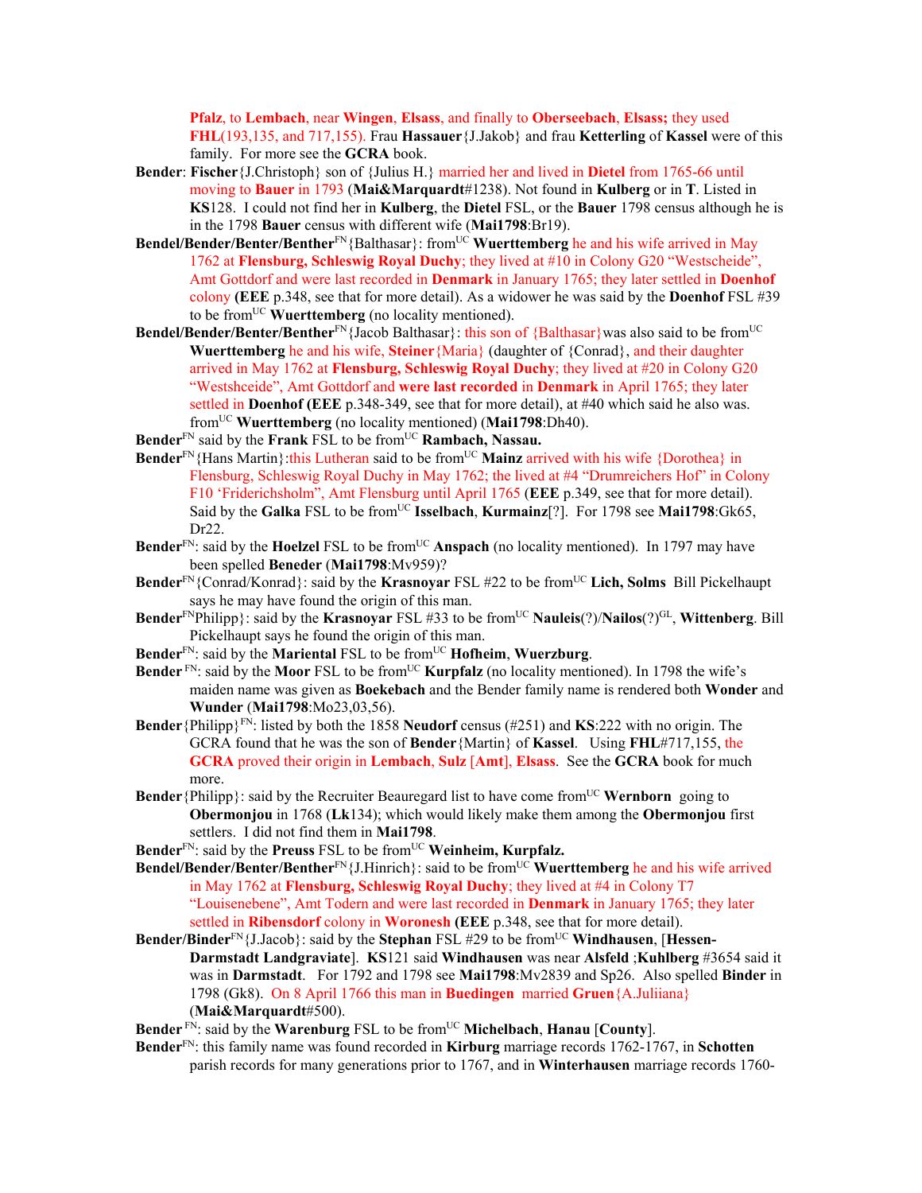**Pfalz**, to **Lembach**, near **Wingen**, **Elsass**, and finally to **Oberseebach**, **Elsass;** they used **FHL**(193,135, and 717,155). Frau **Hassauer**{J.Jakob} and frau **Ketterling** of **Kassel** were of this family. For more see the **GCRA** book.

**Bender**: **Fischer**{J.Christoph} son of {Julius H.} married her and lived in **Dietel** from 1765-66 until moving to **Bauer** in 1793 (**Mai&Marquardt**#1238). Not found in **Kulberg** or in **T**. Listed in **KS**128. I could not find her in **Kulberg**, the **Dietel** FSL, or the **Bauer** 1798 census although he is in the 1798 **Bauer** census with different wife (**Mai1798**:Br19).

**Bendel/Bender/Benter/Benther**[FN]{Balthasar}: from[UC] **Wuerttemberg** he and his wife arrived in May 1762 at **Flensburg, Schleswig Royal Duchy**; they lived at #10 in Colony G20 "Westscheide", Amt Gottdorf and were last recorded in **Denmark** in January 1765; they later settled in **Doenhof** colony **(EEE** p.348, see that for more detail). As a widower he was said by the **Doenhof** FSL #39 to be from[UC] **Wuerttemberg** (no locality mentioned).

**Bendel/Bender/Benter/Benther**[FN]{Jacob Balthasar}: this son of {Balthasar}was also said to be from[UC] **Wuerttemberg** he and his wife, **Steiner**{Maria} (daughter of {Conrad}, and their daughter arrived in May 1762 at **Flensburg, Schleswig Royal Duchy**; they lived at #20 in Colony G20 "Westshceide", Amt Gottdorf and **were last recorded** in **Denmark** in April 1765; they later settled in **Doenhof (EEE** p.348-349, see that for more detail), at #40 which said he also was. from[UC] **Wuerttemberg** (no locality mentioned) (**Mai1798**:Dh40).

**Bender**[FN] said by the **Frank** FSL to be from[UC] **Rambach, Nassau.**

**Bender**[FN]{Hans Martin}:this Lutheran said to be from[UC] **Mainz** arrived with his wife {Dorothea} in Flensburg, Schleswig Royal Duchy in May 1762; the lived at #4 "Drumreichers Hof" in Colony F10 'Friderichsholm", Amt Flensburg until April 1765 (**EEE** p.349, see that for more detail). Said by the **Galka** FSL to be from[UC] **Isselbach**, **Kurmainz**[?]. For 1798 see **Mai1798**:Gk65, Dr22.

**Bender**[FN]: said by the **Hoelzel** FSL to be from[UC] **Anspach** (no locality mentioned). In 1797 may have been spelled **Beneder** (**Mai1798**:Mv959)?

**Bender**[FN]{Conrad/Konrad}: said by the **Krasnoyar** FSL #22 to be from[UC] **Lich, Solms** Bill Pickelhaupt says he may have found the origin of this man.

**Bender**[FN]Philipp}: said by the **Krasnoyar** FSL #33 to be from[UC] **Nauleis**(?)/**Nailos**(?)[GL], **Wittenberg**. Bill Pickelhaupt says he found the origin of this man.

**Bender**[FN]: said by the **Mariental** FSL to be from[UC] **Hofheim**, **Wuerzburg**.

**Bender** [FN]: said by the **Moor** FSL to be from[UC] **Kurpfalz** (no locality mentioned). In 1798 the wife's maiden name was given as **Boekebach** and the Bender family name is rendered both **Wonder** and **Wunder** (**Mai1798**:Mo23,03,56).

**Bender**{Philipp}[FN]: listed by both the 1858 **Neudorf** census (#251) and **KS**:222 with no origin. The GCRA found that he was the son of **Bender**{Martin} of **Kassel**. Using **FHL**#717,155, the **GCRA** proved their origin in **Lembach**, **Sulz** [**Amt**], **Elsass**. See the **GCRA** book for much more.

**Bender**{Philipp}: said by the Recruiter Beauregard list to have come from[UC] **Wernborn** going to **Obermonjou** in 1768 (**Lk**134); which would likely make them among the **Obermonjou** first settlers. I did not find them in **Mai1798**.

**Bender**[FN]: said by the **Preuss** FSL to be from[UC] **Weinheim, Kurpfalz.**

**Bendel/Bender/Benter/Benther**[FN]{J.Hinrich}: said to be from[UC] **Wuerttemberg** he and his wife arrived in May 1762 at **Flensburg, Schleswig Royal Duchy**; they lived at #4 in Colony T7 "Louisenebene", Amt Todern and were last recorded in **Denmark** in January 1765; they later settled in **Ribensdorf** colony in **Woronesh** (**EEE** p.348, see that for more detail).

**Bender/Binder**[FN]{J.Jacob}: said by the **Stephan** FSL #29 to be from[UC] **Windhausen**, [**Hessen-Darmstadt Landgraviate**]. **KS**121 said **Windhausen** was near **Alsfeld** ;**Kuhlberg** #3654 said it was in **Darmstadt**. For 1792 and 1798 see **Mai1798**:Mv2839 and Sp26. Also spelled **Binder** in 1798 (Gk8). On 8 April 1766 this man in **Buedingen** married **Gruen**{A.Juliiana} (**Mai&Marquardt**#500).

**Bender** [FN]: said by the **Warenburg** FSL to be from[UC] **Michelbach**, **Hanau** [**County**].

**Bender**[FN]: this family name was found recorded in **Kirburg** marriage records 1762-1767, in **Schotten** parish records for many generations prior to 1767, and in **Winterhausen** marriage records 1760-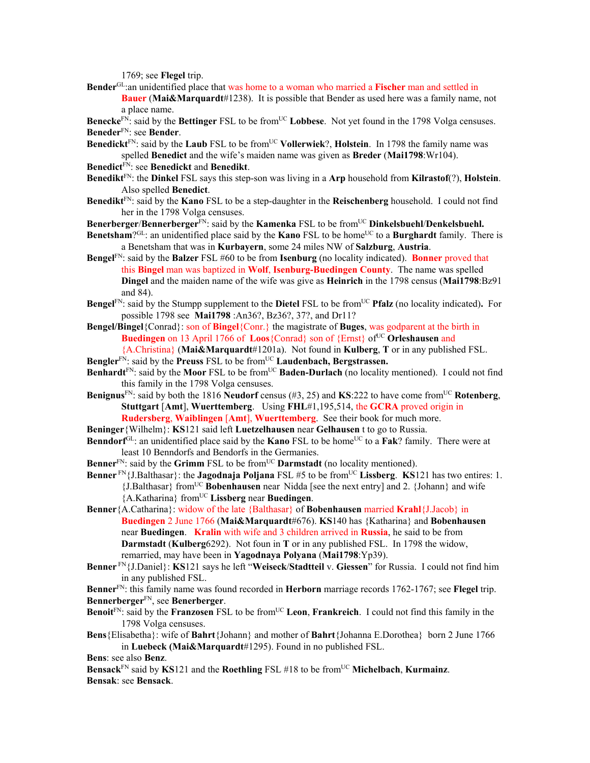1769; see **Flegel** trip.

**Bender**GL:an unidentified place that was home to a woman who married a **Fischer** man and settled in **Bauer** (**Mai&Marquardt**#1238). It is possible that Bender as used here was a family name, not a place name.

**Benecke**FN: said by the **Bettinger** FSL to be fromUC **Lobbese**. Not yet found in the 1798 Volga censuses.

**Beneder**FN: see **Bender**.

**Benedickt**FN: said by the **Laub** FSL to be fromUC **Vollerwiek**?, **Holstein**. In 1798 the family name was spelled **Benedict** and the wife's maiden name was given as **Breder** (**Mai1798**:Wr104).

**Benedict**FN: see **Benedickt** and **Benedikt**.

**Benedikt**FN: the **Dinkel** FSL says this step-son was living in a **Arp** household from **Kilrastof**(?), **Holstein**. Also spelled **Benedict**.

**Benedikt**FN: said by the **Kano** FSL to be a step-daughter in the **Reischenberg** household. I could not find her in the 1798 Volga censuses.

**Benerberger**/**Bennerberger**FN: said by the **Kamenka** FSL to be fromUC **Dinkelsbuehl**/**Denkelsbuehl.**

**Benetsham**?GL: an unidentified place said by the **Kano** FSL to be homeUC to a **Burghardt** family. There is a Benetsham that was in **Kurbayern**, some 24 miles NW of **Salzburg**, **Austria**.

**Bengel**FN: said by the **Balzer** FSL #60 to be from **Isenburg** (no locality indicated). **Bonner** proved that this **Bingel** man was baptized in **Wolf**, **Isenburg-Buedingen County**. The name was spelled **Dingel** and the maiden name of the wife was give as **Heinrich** in the 1798 census (**Mai1798**:Bz91 and 84).

**Bengel**FN: said by the Stumpp supplement to the **Dietel** FSL to be fromUC **Pfalz** (no locality indicated)**.** For possible 1798 see **Mai1798** :An36?, Bz36?, 37?, and Dr11?

**Bengel/Bingel**{Conrad}: son of **Bingel**{Conr.} the magistrate of **Buges**, was godparent at the birth in **Buedingen** on 13 April 1766 of **Loos**{Conrad} son of {Ernst} ofUC **Orleshausen** and {A.Christina} (**Mai&Marquardt**#1201a). Not found in **Kulberg**, **T** or in any published FSL.

**Bengler**FN: said by the **Preuss** FSL to be fromUC **Laudenbach, Bergstrassen.**

**Benhardt**FN: said by the **Moor** FSL to be fromUC **Baden-Durlach** (no locality mentioned). I could not find this family in the 1798 Volga censuses.

**Benignus**FN: said by both the 1816 **Neudorf** census (#3, 25) and **KS**:222 to have come fromUC **Rotenberg**, **Stuttgart** [**Amt**], **Wuerttemberg**. Using **FHL**#1,195,514, the **GCRA** proved origin in **Rudersberg**, **Waiblingen** [**Amt**], **Wuerttemberg**. See their book for much more.

**Beninger**{Wilhelm}: **KS**121 said left **Luetzelhausen** near **Gelhausen** t to go to Russia.

**Benndorf**GL: an unidentified place said by the **Kano** FSL to be homeUC to a **Fak**? family. There were at least 10 Benndorfs and Bendorfs in the Germanies.

**Benner**FN: said by the **Grimm** FSL to be fromUC **Darmstadt** (no locality mentioned).

**Benner** FN{J.Balthasar}: the **Jagodnaja Poljana** FSL #5 to be fromUC **Lissberg**. **KS**121 has two entires: 1. {J.Balthasar} fromUC **Bobenhausen** near Nidda [see the next entry] and 2. {Johann} and wife {A.Katharina} fromUC **Lissberg** near **Buedingen**.

**Benner**{A.Catharina}: widow of the late {Balthasar} of **Bobenhausen** married **Krahl**{J.Jacob} in **Buedingen** 2 June 1766 (**Mai&Marquardt**#676). **KS**140 has {Katharina} and **Bobenhausen** near **Buedingen**. **Kralin** with wife and 3 children arrived in **Russia**, he said to be from **Darmstadt** (**Kulberg**6292). Not foun in **T** or in any published FSL. In 1798 the widow, remarried, may have been in **Yagodnaya Polyana** (**Mai1798**:Yp39).

**Benner** FN{J.Daniel}: **KS**121 says he left "**Weiseck**/**Stadtteil** v. **Giessen**" for Russia. I could not find him in any published FSL.

**Benner**FN: this family name was found recorded in **Herborn** marriage records 1762-1767; see **Flegel** trip.

**Bennerberger**FN, see **Benerberger**.

**Benoit**FN: said by the **Franzosen** FSL to be fromUC **Leon**, **Frankreich**. I could not find this family in the 1798 Volga censuses.

**Bens**{Elisabetha}: wife of **Bahrt**{Johann} and mother of **Bahrt**{Johanna E.Dorothea} born 2 June 1766 in **Luebeck** (**Mai&Marquardt**#1295). Found in no published FSL.

**Bens**: see also **Benz**.

**Bensack**FN said by **KS**121 and the **Roethling** FSL #18 to be fromUC **Michelbach**, **Kurmainz**.

**Bensak**: see **Bensack**.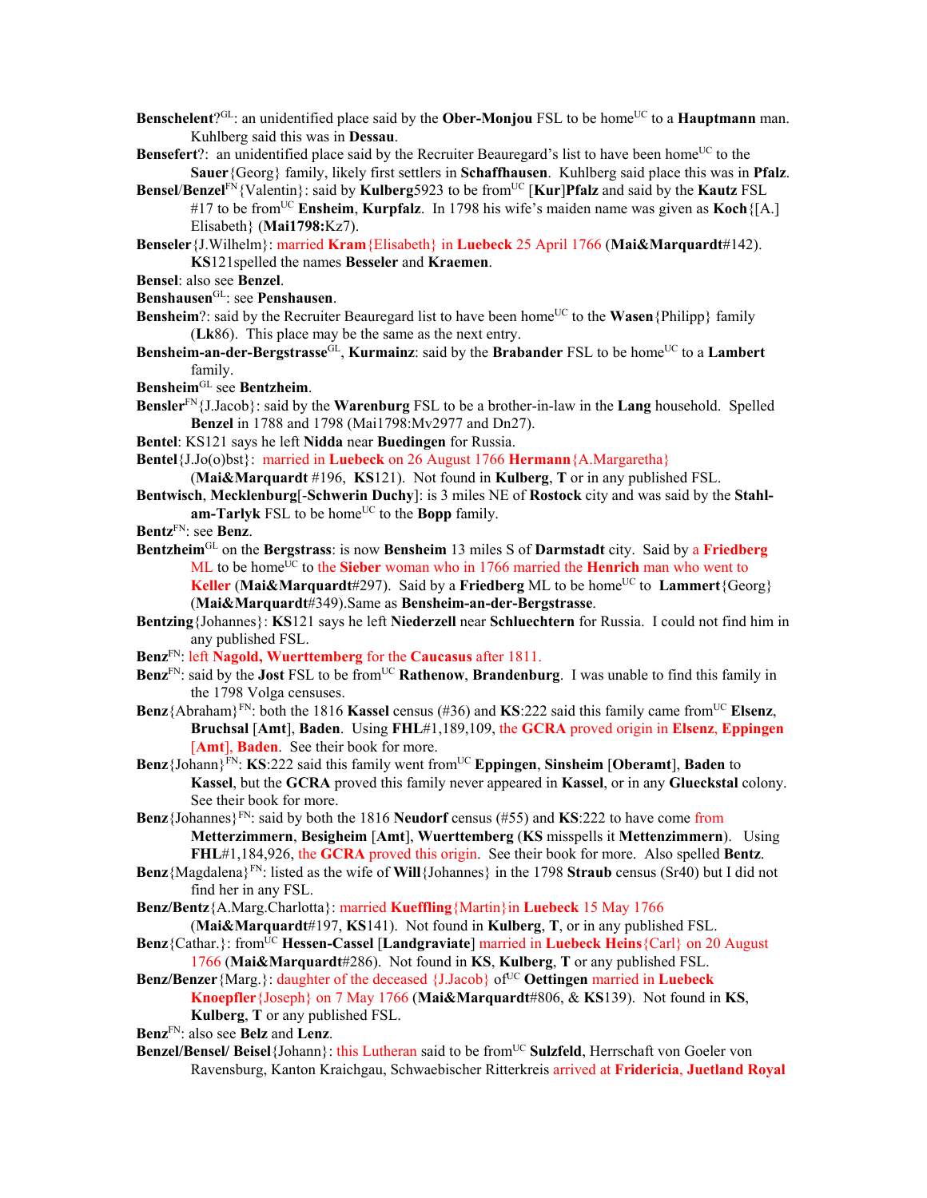**Benschelent**?[GL]: an unidentified place said by the **Ober-Monjou** FSL to be home[UC] to a **Hauptmann** man. Kuhlberg said this was in **Dessau**.

**Bensefert**?: an unidentified place said by the Recruiter Beauregard's list to have been home[UC] to the **Sauer**{Georg} family, likely first settlers in **Schaffhausen**. Kuhlberg said place this was in **Pfalz**.

**Bensel**/**Benzel**[FN]{Valentin}: said by **Kulberg**5923 to be from[UC] [**Kur**]**Pfalz** and said by the **Kautz** FSL #17 to be from[UC] **Ensheim**, **Kurpfalz**. In 1798 his wife's maiden name was given as **Koch**{[A.] Elisabeth} (**Mai1798:**Kz7).

**Benseler**{J.Wilhelm}: married **Kram**{Elisabeth} in **Luebeck** 25 April 1766 (**Mai&Marquardt**#142). **KS**121spelled the names **Besseler** and **Kraemen**.

**Bensel**: also see **Benzel**.

**Benshausen**[GL]: see **Penshausen**.

**Bensheim**?: said by the Recruiter Beauregard list to have been home[UC] to the **Wasen**{Philipp} family (**Lk**86). This place may be the same as the next entry.

**Bensheim-an-der-Bergstrasse**[GL], **Kurmainz**: said by the **Brabander** FSL to be home[UC] to a **Lambert** family.

**Bensheim**[GL] see **Bentzheim**.

**Bensler**[FN]{J.Jacob}: said by the **Warenburg** FSL to be a brother-in-law in the **Lang** household. Spelled **Benzel** in 1788 and 1798 (Mai1798:Mv2977 and Dn27).

**Bentel**: KS121 says he left **Nidda** near **Buedingen** for Russia.

**Bentel**{J.Jo(o)bst}: married in **Luebeck** on 26 August 1766 **Hermann**{A.Margaretha} (**Mai&Marquardt** #196, **KS**121). Not found in **Kulberg**, **T** or in any published FSL.

**Bentwisch**, **Mecklenburg**[-**Schwerin Duchy**]: is 3 miles NE of **Rostock** city and was said by the **Stahl-am-Tarlyk** FSL to be home[UC] to the **Bopp** family.

**Bentz**[FN]: see **Benz**.

**Bentzheim**[GL] on the **Bergstrass**: is now **Bensheim** 13 miles S of **Darmstadt** city. Said by a **Friedberg** ML to be home[UC] to the **Sieber** woman who in 1766 married the **Henrich** man who went to **Keller** (**Mai&Marquardt**#297). Said by a **Friedberg** ML to be home[UC] to **Lammert**{Georg} (**Mai&Marquardt**#349).Same as **Bensheim-an-der-Bergstrasse**.

**Bentzing**{Johannes}: **KS**121 says he left **Niederzell** near **Schluechtern** for Russia. I could not find him in any published FSL.

**Benz**[FN]: left **Nagold, Wuerttemberg** for the **Caucasus** after 1811.

**Benz**[FN]: said by the **Jost** FSL to be from[UC] **Rathenow**, **Brandenburg**. I was unable to find this family in the 1798 Volga censuses.

**Benz**{Abraham}[FN]: both the 1816 **Kassel** census (#36) and **KS**:222 said this family came from[UC] **Elsenz**, **Bruchsal** [**Amt**], **Baden**. Using **FHL**#1,189,109, the **GCRA** proved origin in **Elsenz**, **Eppingen** [**Amt**], **Baden**. See their book for more.

**Benz**{Johann}[FN]: **KS**:222 said this family went from[UC] **Eppingen**, **Sinsheim** [**Oberamt**], **Baden** to **Kassel**, but the **GCRA** proved this family never appeared in **Kassel**, or in any **Glueckstal** colony. See their book for more.

**Benz**{Johannes}[FN]: said by both the 1816 **Neudorf** census (#55) and **KS**:222 to have come from **Metterzimmern**, **Besigheim** [**Amt**], **Wuerttemberg** (**KS** misspells it **Mettenzimmern**). Using **FHL**#1,184,926, the **GCRA** proved this origin. See their book for more. Also spelled **Bentz**.

**Benz**{Magdalena}[FN]: listed as the wife of **Will**{Johannes} in the 1798 **Straub** census (Sr40) but I did not find her in any FSL.

**Benz/Bentz**{A.Marg.Charlotta}: married **Kueffling**{Martin}in **Luebeck** 15 May 1766 (**Mai&Marquardt**#197, **KS**141). Not found in **Kulberg**, **T**, or in any published FSL.

**Benz**{Cathar.}: from[UC] **Hessen-Cassel** [**Landgraviate**] married in **Luebeck Heins**{Carl} on 20 August 1766 (**Mai&Marquardt**#286). Not found in **KS**, **Kulberg**, **T** or any published FSL.

**Benz/Benzer**{Marg.}: daughter of the deceased {J.Jacob} of[UC] **Oettingen** married in **Luebeck Knoepfler**{Joseph} on 7 May 1766 (**Mai&Marquardt**#806, & **KS**139). Not found in **KS**, **Kulberg**, **T** or any published FSL.

**Benz**[FN]: also see **Belz** and **Lenz**.

**Benzel/Bensel/ Beisel**{Johann}: this Lutheran said to be from[UC] **Sulzfeld**, Herrschaft von Goeler von Ravensburg, Kanton Kraichgau, Schwaebischer Ritterkreis arrived at **Fridericia**, **Juetland Royal**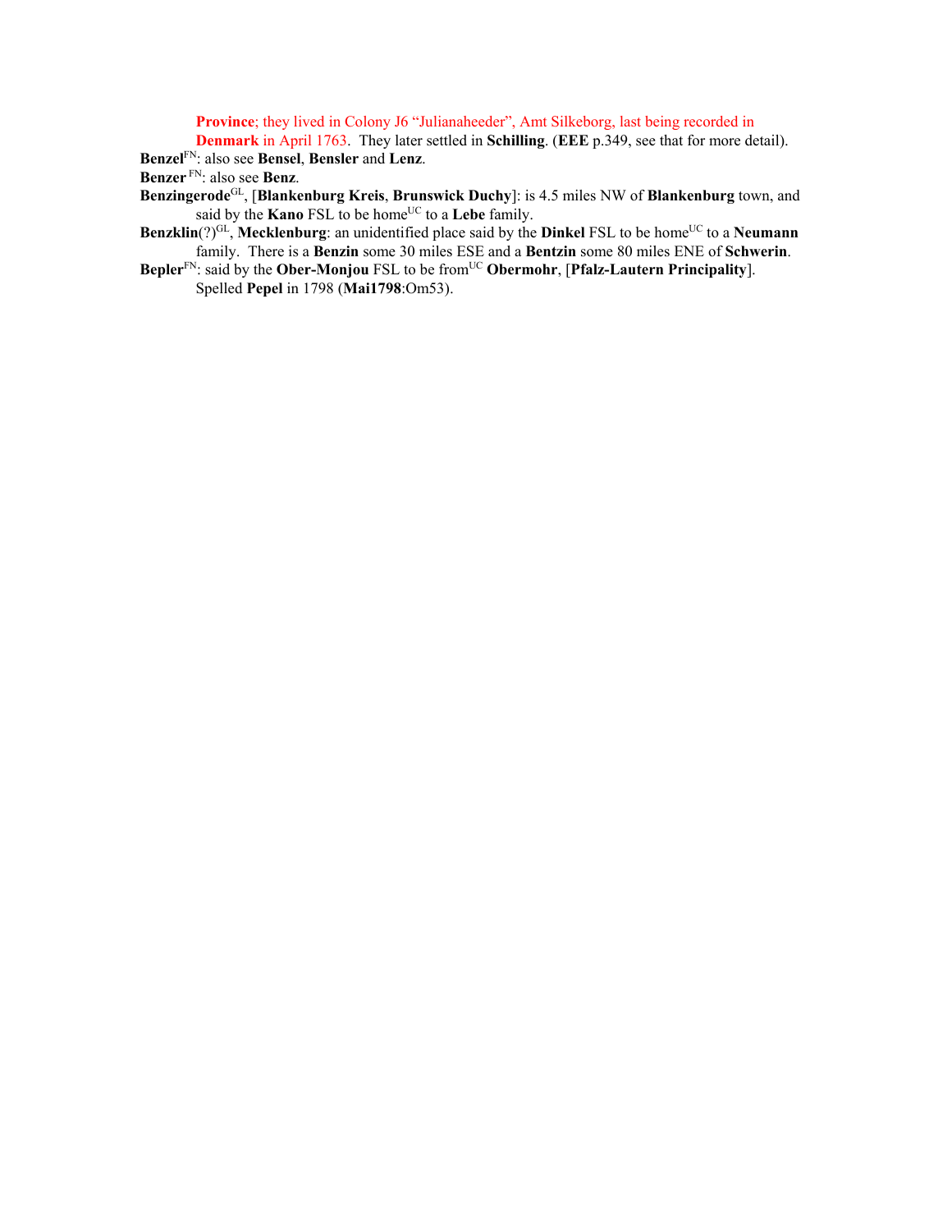**Province**; they lived in Colony J6 "Julianaheeder", Amt Silkeborg, last being recorded in **Denmark** in April 1763. They later settled in **Schilling**. (**EEE** p.349, see that for more detail).

**Benzel**[FN]: also see **Bensel**, **Bensler** and **Lenz**.

**Benzer** [FN]: also see **Benz**.

**Benzingerode**[GL], [**Blankenburg Kreis**, **Brunswick Duchy**]: is 4.5 miles NW of **Blankenburg** town, and said by the **Kano** FSL to be home[UC] to a **Lebe** family.

**Benzklin**(?)[GL], **Mecklenburg**: an unidentified place said by the **Dinkel** FSL to be home[UC] to a **Neumann** family. There is a **Benzin** some 30 miles ESE and a **Bentzin** some 80 miles ENE of **Schwerin**.

**Bepler**[FN]: said by the **Ober-Monjou** FSL to be from[UC] **Obermohr**, [**Pfalz-Lautern Principality**]. Spelled **Pepel** in 1798 (**Mai1798**:Om53).